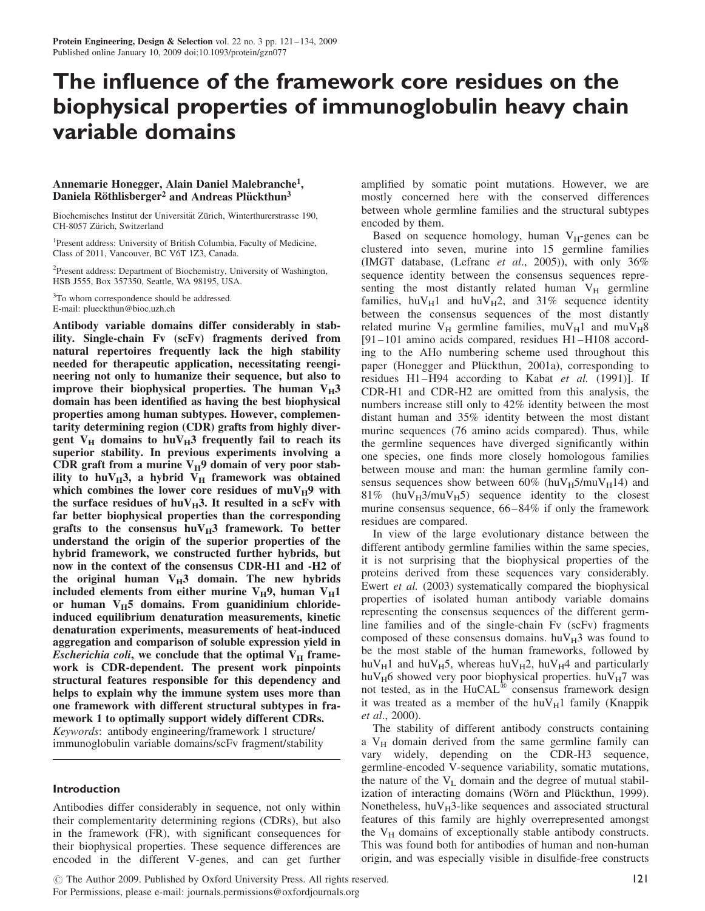# The influence of the framework core residues on the biophysical properties of immunoglobulin heavy chain variable domains

**Annemarie Honegger, Alain Daniel Malebranche[1], Daniela Röthlisberger[2] and Andreas Plückthun[3]**

Biochemisches Institut der Universität Zürich, Winterthurerstrasse 190, CH-8057 Zürich, Switzerland

[1]Present address: University of British Columbia, Faculty of Medicine, Class of 2011, Vancouver, BC V6T 1Z3, Canada.

[2]Present address: Department of Biochemistry, University of Washington, HSB J555, Box 357350, Seattle, WA 98195, USA.

[3]To whom correspondence should be addressed. E-mail: plueckthun@bioc.uzh.ch

**Antibody variable domains differ considerably in stability. Single-chain Fv (scFv) fragments derived from natural repertoires frequently lack the high stability needed for therapeutic application, necessitating reengineering not only to humanize their sequence, but also to improve their biophysical properties. The human $V_H3$ domain has been identified as having the best biophysical properties among human subtypes. However, complementarity determining region (CDR) grafts from highly divergent $V_H$ domains to hu$V_H3$ frequently fail to reach its superior stability. In previous experiments involving a CDR graft from a murine $V_H9$ domain of very poor stability to hu$V_H3$, a hybrid $V_H$ framework was obtained which combines the lower core residues of mu$V_H9$ with the surface residues of hu$V_H3$. It resulted in a scFv with far better biophysical properties than the corresponding grafts to the consensus hu$V_H3$ framework. To better understand the origin of the superior properties of the hybrid framework, we constructed further hybrids, but now in the context of the consensus CDR-H1 and -H2 of the original human $V_H3$ domain. The new hybrids included elements from either murine $V_H9$, human $V_H1$ or human $V_H5$ domains. From guanidinium chloride-induced equilibrium denaturation measurements, kinetic denaturation experiments, measurements of heat-induced aggregation and comparison of soluble expression yield in *Escherichia coli*, we conclude that the optimal $V_H$ framework is CDR-dependent. The present work pinpoints structural features responsible for this dependency and helps to explain why the immune system uses more than one framework with different structural subtypes in framework 1 to optimally support widely different CDRs.**

*Keywords*: antibody engineering/framework 1 structure/immunoglobulin variable domains/scFv fragment/stability

## Introduction

Antibodies differ considerably in sequence, not only within their complementarity determining regions (CDRs), but also in the framework (FR), with significant consequences for their biophysical properties. These sequence differences are encoded in the different V-genes, and can get further amplified by somatic point mutations. However, we are mostly concerned here with the conserved differences between whole germline families and the structural subtypes encoded by them.

Based on sequence homology, human $V_H$-genes can be clustered into seven, murine into 15 germline families (IMGT database, (Lefranc *et al.*, 2005)), with only 36% sequence identity between the consensus sequences representing the most distantly related human $V_H$ germline families, hu$V_H1$ and hu$V_H2$, and 31% sequence identity between the consensus sequences of the most distantly related murine $V_H$ germline families, mu$V_H1$ and mu$V_H8$ [91–101 amino acids compared, residues H1–H108 according to the AHo numbering scheme used throughout this paper (Honegger and Plückthun, 2001a), corresponding to residues H1–H94 according to Kabat *et al.* (1991)]. If CDR-H1 and CDR-H2 are omitted from this analysis, the numbers increase still only to 42% identity between the most distant human and 35% identity between the most distant murine sequences (76 amino acids compared). Thus, while the germline sequences have diverged significantly within one species, one finds more closely homologous families between mouse and man: the human germline family consensus sequences show between 60% (hu$V_H5$/mu$V_H14$) and 81% (hu$V_H3$/mu$V_H5$) sequence identity to the closest murine consensus sequence, 66–84% if only the framework residues are compared.

In view of the large evolutionary distance between the different antibody germline families within the same species, it is not surprising that the biophysical properties of the proteins derived from these sequences vary considerably. Ewert *et al.* (2003) systematically compared the biophysical properties of isolated human antibody variable domains representing the consensus sequences of the different germline families and of the single-chain Fv (scFv) fragments composed of these consensus domains. hu$V_H3$ was found to be the most stable of the human frameworks, followed by hu$V_H1$ and hu$V_H5$, whereas hu$V_H2$, hu$V_H4$ and particularly hu$V_H6$ showed very poor biophysical properties. hu$V_H7$ was not tested, as in the HuCAL® consensus framework design it was treated as a member of the hu$V_H1$ family (Knappik *et al.*, 2000).

The stability of different antibody constructs containing a $V_H$ domain derived from the same germline family can vary widely, depending on the CDR-H3 sequence, germline-encoded V-sequence variability, somatic mutations, the nature of the $V_L$ domain and the degree of mutual stabilization of interacting domains (Wörn and Plückthun, 1999). Nonetheless, hu$V_H3$-like sequences and associated structural features of this family are highly overrepresented amongst the $V_H$ domains of exceptionally stable antibody constructs. This was found both for antibodies of human and non-human origin, and was especially visible in disulfide-free constructs

© The Author 2009. Published by Oxford University Press. All rights reserved.
For Permissions, please e-mail: journals.permissions@oxfordjournals.org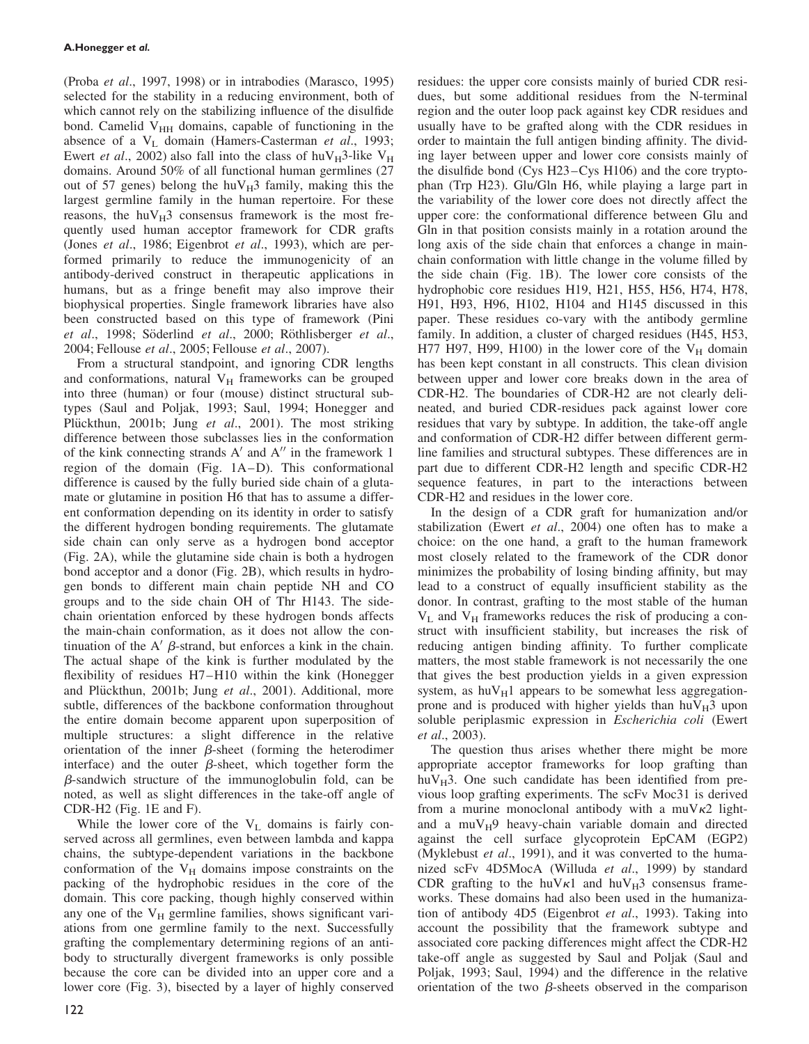(Proba *et al.*, 1997, 1998) or in intrabodies (Marasco, 1995) selected for the stability in a reducing environment, both of which cannot rely on the stabilizing influence of the disulfide bond. Camelid $V_{HH}$ domains, capable of functioning in the absence of a $V_L$ domain (Hamers-Casterman *et al.*, 1993; Ewert *et al.*, 2002) also fall into the class of hu$V_H$3-like $V_H$ domains. Around 50% of all functional human germlines (27 out of 57 genes) belong the hu$V_H$3 family, making this the largest germline family in the human repertoire. For these reasons, the hu$V_H$3 consensus framework is the most frequently used human acceptor framework for CDR grafts (Jones *et al.*, 1986; Eigenbrot *et al.*, 1993), which are performed primarily to reduce the immunogenicity of an antibody-derived construct in therapeutic applications in humans, but as a fringe benefit may also improve their biophysical properties. Single framework libraries have also been constructed based on this type of framework (Pini *et al.*, 1998; Söderlind *et al.*, 2000; Röthlisberger *et al.*, 2004; Fellouse *et al.*, 2005; Fellouse *et al.*, 2007).

From a structural standpoint, and ignoring CDR lengths and conformations, natural $V_H$ frameworks can be grouped into three (human) or four (mouse) distinct structural subtypes (Saul and Poljak, 1993; Saul, 1994; Honegger and Plückthun, 2001b; Jung *et al.*, 2001). The most striking difference between those subclasses lies in the conformation of the kink connecting strands A′ and A″ in the framework 1 region of the domain (Fig. 1A–D). This conformational difference is caused by the fully buried side chain of a glutamate or glutamine in position H6 that has to assume a different conformation depending on its identity in order to satisfy the different hydrogen bonding requirements. The glutamate side chain can only serve as a hydrogen bond acceptor (Fig. 2A), while the glutamine side chain is both a hydrogen bond acceptor and a donor (Fig. 2B), which results in hydrogen bonds to different main chain peptide NH and CO groups and to the side chain OH of Thr H143. The side-chain orientation enforced by these hydrogen bonds affects the main-chain conformation, as it does not allow the continuation of the A′ β-strand, but enforces a kink in the chain. The actual shape of the kink is further modulated by the flexibility of residues H7–H10 within the kink (Honegger and Plückthun, 2001b; Jung *et al.*, 2001). Additional, more subtle, differences of the backbone conformation throughout the entire domain become apparent upon superposition of multiple structures: a slight difference in the relative orientation of the inner β-sheet (forming the heterodimer interface) and the outer β-sheet, which together form the β-sandwich structure of the immunoglobulin fold, can be noted, as well as slight differences in the take-off angle of CDR-H2 (Fig. 1E and F).

While the lower core of the $V_L$ domains is fairly conserved across all germlines, even between lambda and kappa chains, the subtype-dependent variations in the backbone conformation of the $V_H$ domains impose constraints on the packing of the hydrophobic residues in the core of the domain. This core packing, though highly conserved within any one of the $V_H$ germline families, shows significant variations from one germline family to the next. Successfully grafting the complementary determining regions of an antibody to structurally divergent frameworks is only possible because the core can be divided into an upper core and a lower core (Fig. 3), bisected by a layer of highly conserved residues: the upper core consists mainly of buried CDR residues, but some additional residues from the N-terminal region and the outer loop pack against key CDR residues and usually have to be grafted along with the CDR residues in order to maintain the full antigen binding affinity. The dividing layer between upper and lower core consists mainly of the disulfide bond (Cys H23–Cys H106) and the core tryptophan (Trp H23). Glu/Gln H6, while playing a large part in the variability of the lower core does not directly affect the upper core: the conformational difference between Glu and Gln in that position consists mainly in a rotation around the long axis of the side chain that enforces a change in main-chain conformation with little change in the volume filled by the side chain (Fig. 1B). The lower core consists of the hydrophobic core residues H19, H21, H55, H56, H74, H78, H91, H93, H96, H102, H104 and H145 discussed in this paper. These residues co-vary with the antibody germline family. In addition, a cluster of charged residues (H45, H53, H77 H97, H99, H100) in the lower core of the $V_H$ domain has been kept constant in all constructs. This clean division between upper and lower core breaks down in the area of CDR-H2. The boundaries of CDR-H2 are not clearly delineated, and buried CDR-residues pack against lower core residues that vary by subtype. In addition, the take-off angle and conformation of CDR-H2 differ between different germline families and structural subtypes. These differences are in part due to different CDR-H2 length and specific CDR-H2 sequence features, in part to the interactions between CDR-H2 and residues in the lower core.

In the design of a CDR graft for humanization and/or stabilization (Ewert *et al.*, 2004) one often has to make a choice: on the one hand, a graft to the human framework most closely related to the framework of the CDR donor minimizes the probability of losing binding affinity, but may lead to a construct of equally insufficient stability as the donor. In contrast, grafting to the most stable of the human $V_L$ and $V_H$ frameworks reduces the risk of producing a construct with insufficient stability, but increases the risk of reducing antigen binding affinity. To further complicate matters, the most stable framework is not necessarily the one that gives the best production yields in a given expression system, as hu$V_H$1 appears to be somewhat less aggregation-prone and is produced with higher yields than hu$V_H$3 upon soluble periplasmic expression in *Escherichia coli* (Ewert *et al.*, 2003).

The question thus arises whether there might be more appropriate acceptor frameworks for loop grafting than hu$V_H$3. One such candidate has been identified from previous loop grafting experiments. The scFv Moc31 is derived from a murine monoclonal antibody with a mu$V\kappa$2 light- and a mu$V_H$9 heavy-chain variable domain and directed against the cell surface glycoprotein EpCAM (EGP2) (Myklebust *et al.*, 1991), and it was converted to the humanized scFv 4D5MocA (Willuda *et al.*, 1999) by standard CDR grafting to the hu$V\kappa$1 and hu$V_H$3 consensus frameworks. These domains had also been used in the humanization of antibody 4D5 (Eigenbrot *et al.*, 1993). Taking into account the possibility that the framework subtype and associated core packing differences might affect the CDR-H2 take-off angle as suggested by Saul and Poljak (Saul and Poljak, 1993; Saul, 1994) and the difference in the relative orientation of the two β-sheets observed in the comparison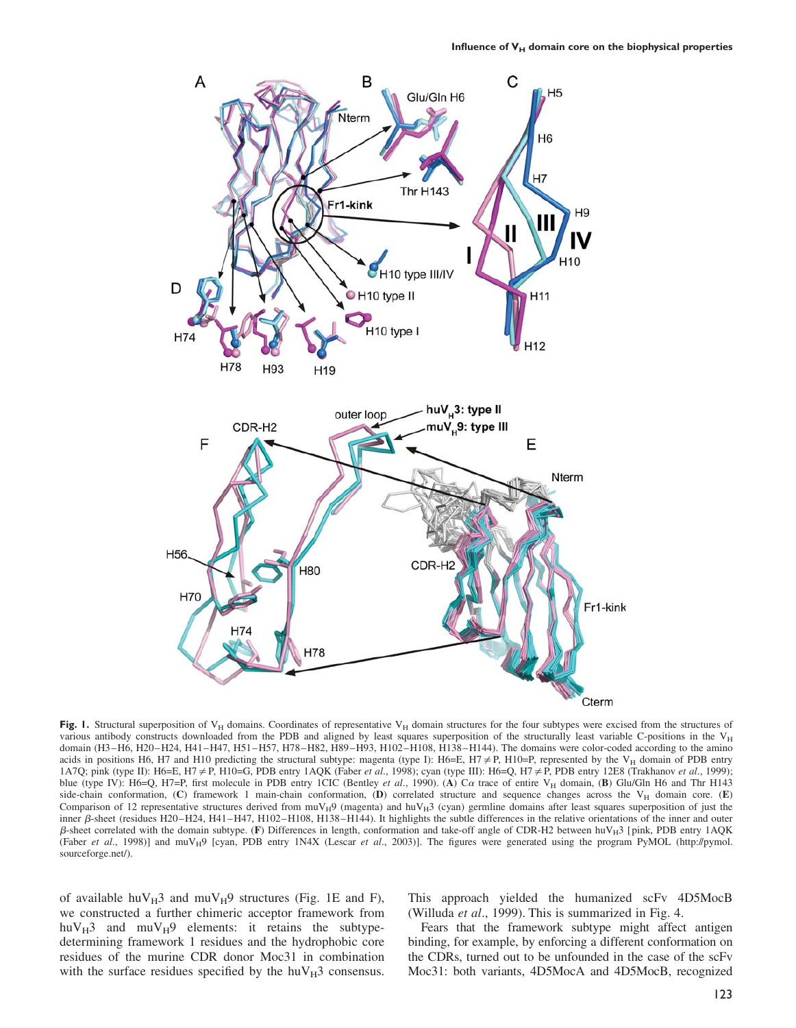**Fig. 1.** Structural superposition of $V_H$ domains. Coordinates of representative $V_H$ domain structures for the four subtypes were excised from the structures of various antibody constructs downloaded from the PDB and aligned by least squares superposition of the structurally least variable C-positions in the $V_H$ domain (H3–H6, H20–H24, H41–H47, H51–H57, H78–H82, H89–H93, H102–H108, H138–H144). The domains were color-coded according to the amino acids in positions H6, H7 and H10 predicting the structural subtype: magenta (type I): H6=E, H7 ≠ P, H10=P, represented by the $V_H$ domain of PDB entry 1A7Q; pink (type II): H6=E, H7 ≠ P, H10=G, PDB entry 1AQK (Faber *et al*., 1998); cyan (type III): H6=Q, H7 ≠ P, PDB entry 12E8 (Trakhanov *et al*., 1999); blue (type IV): H6=Q, H7=P, first molecule in PDB entry 1CIC (Bentley *et al*., 1990). (**A**) Cα trace of entire $V_H$ domain, (**B**) Glu/Gln H6 and Thr H143 side-chain conformation, (**C**) framework 1 main-chain conformation, (**D**) correlated structure and sequence changes across the $V_H$ domain core. (**E**) Comparison of 12 representative structures derived from mu$V_H$9 (magenta) and hu$V_H$3 (cyan) germline domains after least squares superposition of just the inner β-sheet (residues H20–H24, H41–H47, H102–H108, H138–H144). It highlights the subtle differences in the relative orientations of the inner and outer β-sheet correlated with the domain subtype. (**F**) Differences in length, conformation and take-off angle of CDR-H2 between hu$V_H$3 [pink, PDB entry 1AQK (Faber *et al*., 1998)] and mu$V_H$9 [cyan, PDB entry 1N4X (Lescar *et al*., 2003)]. The figures were generated using the program PyMOL (http://pymol.sourceforge.net/).

of available hu$V_H$3 and mu$V_H$9 structures (Fig. 1E and F), we constructed a further chimeric acceptor framework from hu$V_H$3 and mu$V_H$9 elements: it retains the subtype-determining framework 1 residues and the hydrophobic core residues of the murine CDR donor Moc31 in combination with the surface residues specified by the hu$V_H$3 consensus. This approach yielded the humanized scFv 4D5MocB (Willuda *et al*., 1999). This is summarized in Fig. 4.

Fears that the framework subtype might affect antigen binding, for example, by enforcing a different conformation on the CDRs, turned out to be unfounded in the case of the scFv Moc31: both variants, 4D5MocA and 4D5MocB, recognized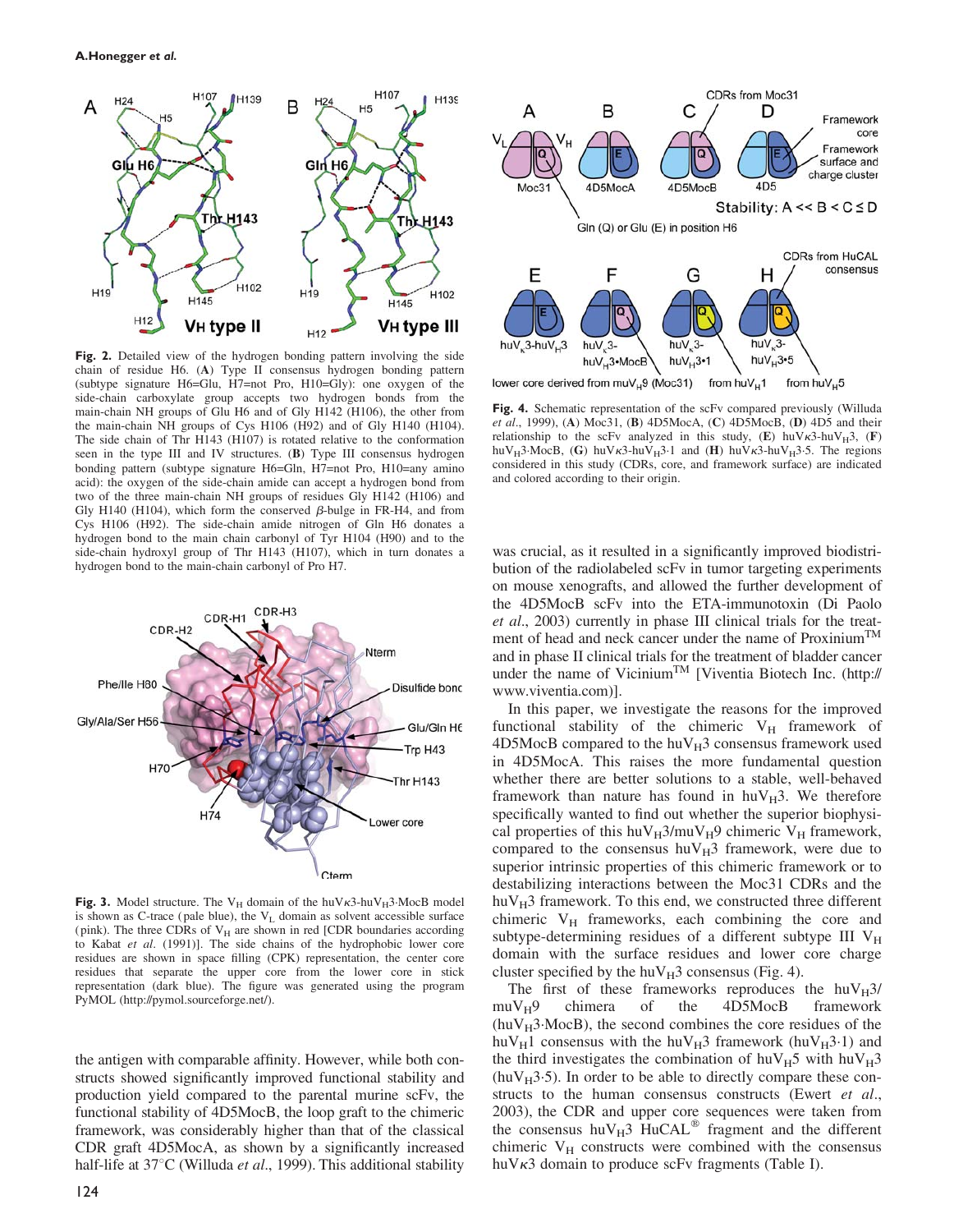**Fig. 2.** Detailed view of the hydrogen bonding pattern involving the side chain of residue H6. (**A**) Type II consensus hydrogen bonding pattern (subtype signature H6=Glu, H7=not Pro, H10=Gly): one oxygen of the side-chain carboxylate group accepts two hydrogen bonds from the main-chain NH groups of Glu H6 and of Gly H142 (H106), the other from the main-chain NH groups of Cys H106 (H92) and of Gly H140 (H104). The side chain of Thr H143 (H107) is rotated relative to the conformation seen in the type III and IV structures. (**B**) Type III consensus hydrogen bonding pattern (subtype signature H6=Gln, H7=not Pro, H10=any amino acid): the oxygen of the side-chain amide can accept a hydrogen bond from two of the three main-chain NH groups of residues Gly H142 (H106) and Gly H140 (H104), which form the conserved β-bulge in FR-H4, and from Cys H106 (H92). The side-chain amide nitrogen of Gln H6 donates a hydrogen bond to the main chain carbonyl of Tyr H104 (H90) and to the side-chain hydroxyl group of Thr H143 (H107), which in turn donates a hydrogen bond to the main-chain carbonyl of Pro H7.

**Fig. 3.** Model structure. The $V_H$ domain of the huVκ3-hu$V_H$3·MocB model is shown as C-trace (pale blue), the $V_L$ domain as solvent accessible surface (pink). The three CDRs of $V_H$ are shown in red [CDR boundaries according to Kabat *et al*. (1991)]. The side chains of the hydrophobic lower core residues are shown in space filling (CPK) representation, the center core residues that separate the upper core from the lower core in stick representation (dark blue). The figure was generated using the program PyMOL (http://pymol.sourceforge.net/).

the antigen with comparable affinity. However, while both constructs showed significantly improved functional stability and production yield compared to the parental murine scFv, the functional stability of 4D5MocB, the loop graft to the chimeric framework, was considerably higher than that of the classical CDR graft 4D5MocA, as shown by a significantly increased half-life at 37°C (Willuda *et al*., 1999). This additional stability

**Fig. 4.** Schematic representation of the scFv compared previously (Willuda *et al*., 1999), (**A**) Moc31, (**B**) 4D5MocA, (**C**) 4D5MocB, (**D**) 4D5 and their relationship to the scFv analyzed in this study, (**E**) huVκ3-hu$V_H$3, (**F**) hu$V_H$3·MocB, (**G**) huVκ3-hu$V_H$3·1 and (**H**) huVκ3-hu$V_H$3·5. The regions considered in this study (CDRs, core, and framework surface) are indicated and colored according to their origin.

was crucial, as it resulted in a significantly improved biodistribution of the radiolabeled scFv in tumor targeting experiments on mouse xenografts, and allowed the further development of the 4D5MocB scFv into the ETA-immunotoxin (Di Paolo *et al*., 2003) currently in phase III clinical trials for the treatment of head and neck cancer under the name of Proxinium™ and in phase II clinical trials for the treatment of bladder cancer under the name of Vicinium™ [Viventia Biotech Inc. (http://www.viventia.com)].

In this paper, we investigate the reasons for the improved functional stability of the chimeric $V_H$ framework of 4D5MocB compared to the hu$V_H$3 consensus framework used in 4D5MocA. This raises the more fundamental question whether there are better solutions to a stable, well-behaved framework than nature has found in hu$V_H$3. We therefore specifically wanted to find out whether the superior biophysical properties of this hu$V_H$3/mu$V_H$9 chimeric $V_H$ framework, compared to the consensus hu$V_H$3 framework, were due to superior intrinsic properties of this chimeric framework or to destabilizing interactions between the Moc31 CDRs and the hu$V_H$3 framework. To this end, we constructed three different chimeric $V_H$ frameworks, each combining the core and subtype-determining residues of a different subtype III $V_H$ domain with the surface residues and lower core charge cluster specified by the hu$V_H$3 consensus (Fig. 4).

The first of these frameworks reproduces the hu$V_H$3/mu$V_H$9 chimera of the 4D5MocB framework (hu$V_H$3·MocB), the second combines the core residues of the hu$V_H$1 consensus with the hu$V_H$3 framework (hu$V_H$3·1) and the third investigates the combination of hu$V_H$5 with hu$V_H$3 (hu$V_H$3·5). In order to be able to directly compare these constructs to the human consensus constructs (Ewert *et al*., 2003), the CDR and upper core sequences were taken from the consensus hu$V_H$3 HuCAL® fragment and the different chimeric $V_H$ constructs were combined with the consensus huVκ3 domain to produce scFv fragments (Table I).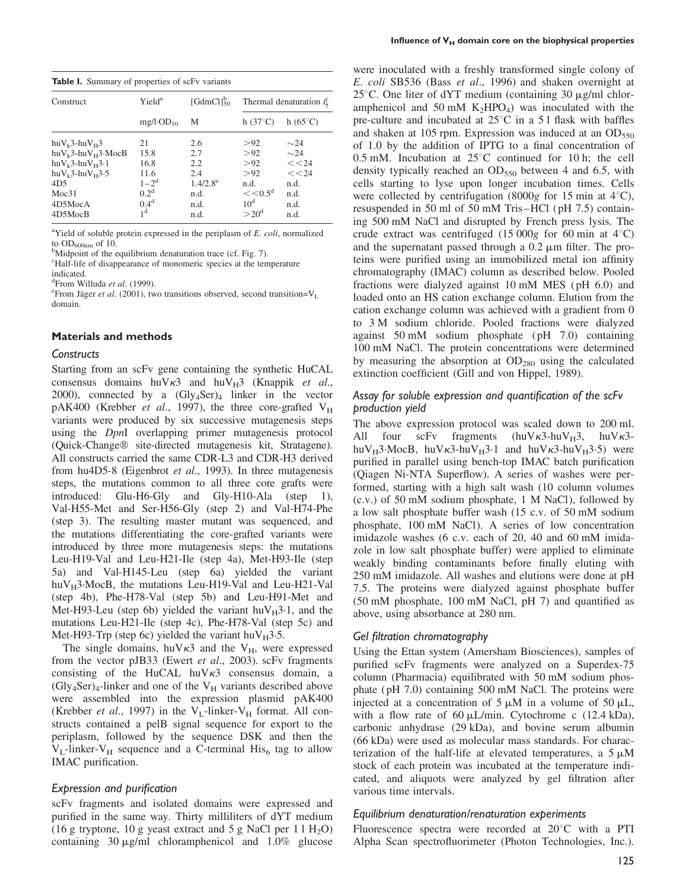**Table I.** Summary of properties of scFv variants

| Construct | Yield[a] | $[GdmCl]_{50}^{b}$ | Thermal denaturation $t_{\frac{1}{2}}^{c}$ | |
|---|---|---|---|---|
| | mg/l·$OD_{10}$ | M | h (37°C) | h (65°C) |
| huV$_{\kappa}$3-huV$_{H}$3 | 21 | 2.6 | >92 | ~24 |
| huV$_{\kappa}$3-huV$_{H}$3·MocB | 15.8 | 2.7 | >92 | ~24 |
| huV$_{\kappa}$3-huV$_{H}$3·1 | 16.8 | 2.2 | >92 | <<24 |
| huV$_{\kappa}$3-huV$_{H}$3·5 | 11.6 | 2.4 | >92 | <<24 |
| 4D5 | 1–2[d] | 1.4/2.8[e] | n.d. | n.d. |
| Moc31 | 0.2[d] | n.d. | <<0.5[d] | n.d. |
| 4D5MocA | 0.4[d] | n.d. | 10[d] | n.d. |
| 4D5MocB | 1[d] | n.d. | >20[d] | n.d. |

[a]Yield of soluble protein expressed in the periplasm of *E. coli*, normalized to $OD_{600nm}$ of 10.
[b]Midpoint of the equilibrium denaturation trace (cf. Fig. 7).
[c]Half-life of disappearance of monomeric species at the temperature indicated.
[d]From Willuda *et al*. (1999).
[e]From Jäger *et al*. (2001), two transitions observed, second transition=$V_L$ domain.

## Materials and methods

### Constructs

Starting from an scFv gene containing the synthetic HuCAL consensus domains huV$\kappa$3 and huV$_H$3 (Knappik *et al*., 2000), connected by a $(Gly_4Ser)_4$ linker in the vector pAK400 (Krebber *et al*., 1997), the three core-grafted $V_H$ variants were produced by six successive mutagenesis steps using the *Dpn*I overlapping primer mutagenesis protocol (Quick-Change® site-directed mutagenesis kit, Stratagene). All constructs carried the same CDR-L3 and CDR-H3 derived from hu4D5-8 (Eigenbrot *et al*., 1993). In three mutagenesis steps, the mutations common to all three core grafts were introduced: Glu-H6-Gly and Gly-H10-Ala (step 1), Val-H55-Met and Ser-H56-Gly (step 2) and Val-H74-Phe (step 3). The resulting master mutant was sequenced, and the mutations differentiating the core-grafted variants were introduced by three more mutagenesis steps: the mutations Leu-H19-Val and Leu-H21-Ile (step 4a), Met-H93-Ile (step 5a) and Val-H145-Leu (step 6a) yielded the variant huV$_H$3·MocB, the mutations Leu-H19-Val and Leu-H21-Val (step 4b), Phe-H78-Val (step 5b) and Leu-H91-Met and Met-H93-Leu (step 6b) yielded the variant huV$_H$3·1, and the mutations Leu-H21-Ile (step 4c), Phe-H78-Val (step 5c) and Met-H93-Trp (step 6c) yielded the variant huV$_H$3·5.

The single domains, huV$\kappa$3 and the $V_H$, were expressed from the vector pJB33 (Ewert *et al*., 2003). scFv fragments consisting of the HuCAL huV$\kappa$3 consensus domain, a $(Gly_4Ser)_4$-linker and one of the $V_H$ variants described above were assembled into the expression plasmid pAK400 (Krebber *et al*., 1997) in the $V_L$-linker-$V_H$ format. All constructs contained a pelB signal sequence for export to the periplasm, followed by the sequence DSK and then the $V_L$-linker-$V_H$ sequence and a C-terminal $His_6$ tag to allow IMAC purification.

### Expression and purification

scFv fragments and isolated domains were expressed and purified in the same way. Thirty milliliters of dYT medium (16 g tryptone, 10 g yeast extract and 5 g NaCl per 1 l $H_2O$) containing 30 μg/ml chloramphenicol and 1.0% glucose were inoculated with a freshly transformed single colony of *E. coli* SB536 (Bass *et al*., 1996) and shaken overnight at 25°C. One liter of dYT medium (containing 30 μg/ml chloramphenicol and 50 mM $K_2HPO_4$) was inoculated with the pre-culture and incubated at 25°C in a 5 l flask with baffles and shaken at 105 rpm. Expression was induced at an $OD_{550}$ of 1.0 by the addition of IPTG to a final concentration of 0.5 mM. Incubation at 25°C continued for 10 h; the cell density typically reached an $OD_{550}$ between 4 and 6.5, with cells starting to lyse upon longer incubation times. Cells were collected by centrifugation (8000*g* for 15 min at 4°C), resuspended in 50 ml of 50 mM Tris–HCl (pH 7.5) containing 500 mM NaCl and disrupted by French press lysis. The crude extract was centrifuged (15 000*g* for 60 min at 4°C) and the supernatant passed through a 0.2 μm filter. The proteins were purified using an immobilized metal ion affinity chromatography (IMAC) column as described below. Pooled fractions were dialyzed against 10 mM MES (pH 6.0) and loaded onto an HS cation exchange column. Elution from the cation exchange column was achieved with a gradient from 0 to 3 M sodium chloride. Pooled fractions were dialyzed against 50 mM sodium phosphate (pH 7.0) containing 100 mM NaCl. The protein concentrations were determined by measuring the absorption at $OD_{280}$ using the calculated extinction coefficient (Gill and von Hippel, 1989).

### Assay for soluble expression and quantification of the scFv production yield

The above expression protocol was scaled down to 200 ml. All four scFv fragments (huV$\kappa$3-huV$_H$3, huV$\kappa$3-huV$_H$3·MocB, huV$\kappa$3-huV$_H$3·1 and huV$\kappa$3-huV$_H$3·5) were purified in parallel using bench-top IMAC batch purification (Qiagen Ni-NTA Superflow). A series of washes were performed, starting with a high salt wash (10 column volumes (c.v.) of 50 mM sodium phosphate, 1 M NaCl), followed by a low salt phosphate buffer wash (15 c.v. of 50 mM sodium phosphate, 100 mM NaCl). A series of low concentration imidazole washes (6 c.v. each of 20, 40 and 60 mM imidazole in low salt phosphate buffer) were applied to eliminate weakly binding contaminants before finally eluting with 250 mM imidazole. All washes and elutions were done at pH 7.5. The proteins were dialyzed against phosphate buffer (50 mM phosphate, 100 mM NaCl, pH 7) and quantified as above, using absorbance at 280 nm.

### Gel filtration chromatography

Using the Ettan system (Amersham Biosciences), samples of purified scFv fragments were analyzed on a Superdex-75 column (Pharmacia) equilibrated with 50 mM sodium phosphate (pH 7.0) containing 500 mM NaCl. The proteins were injected at a concentration of 5 μM in a volume of 50 μL, with a flow rate of 60 μL/min. Cytochrome c (12.4 kDa), carbonic anhydrase (29 kDa), and bovine serum albumin (66 kDa) were used as molecular mass standards. For characterization of the half-life at elevated temperatures, a 5 μM stock of each protein was incubated at the temperature indicated, and aliquots were analyzed by gel filtration after various time intervals.

### Equilibrium denaturation/renaturation experiments

Fluorescence spectra were recorded at 20°C with a PTI Alpha Scan spectrofluorimeter (Photon Technologies, Inc.).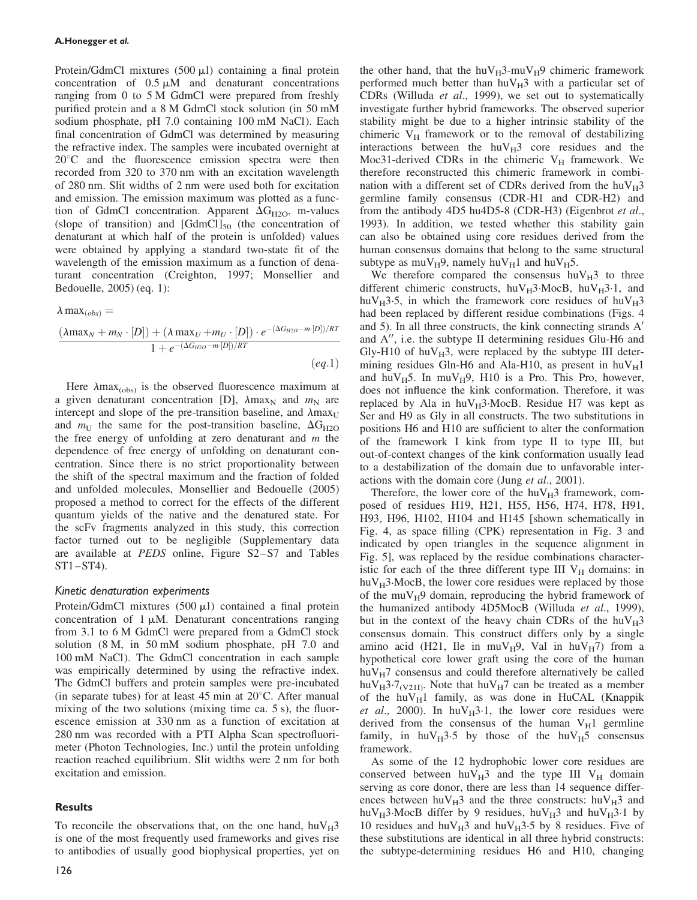Protein/GdmCl mixtures (500 μl) containing a final protein concentration of 0.5 μM and denaturant concentrations ranging from 0 to 5 M GdmCl were prepared from freshly purified protein and a 8 M GdmCl stock solution (in 50 mM sodium phosphate, pH 7.0 containing 100 mM NaCl). Each final concentration of GdmCl was determined by measuring the refractive index. The samples were incubated overnight at 20°C and the fluorescence emission spectra were then recorded from 320 to 370 nm with an excitation wavelength of 280 nm. Slit widths of 2 nm were used both for excitation and emission. The emission maximum was plotted as a function of GdmCl concentration. Apparent $\Delta G_{H2O}$, m-values (slope of transition) and $[GdmCl]_{50}$ (the concentration of denaturant at which half of the protein is unfolded) values were obtained by applying a standard two-state fit of the wavelength of the emission maximum as a function of denaturant concentration (Creighton, 1997; Monsellier and Bedouelle, 2005) (eq. 1):

$$\lambda \max_{(obs)} = \frac{(\lambda \max_N + m_N \cdot [D]) + (\lambda \max_U + m_U \cdot [D]) \cdot e^{-(\Delta G_{H2O} - m \cdot [D])/RT}}{1 + e^{-(\Delta G_{H2O} - m \cdot [D])/RT}} \qquad (eq.1)$$

Here $\lambda \max_{(obs)}$ is the observed fluorescence maximum at a given denaturant concentration [D], $\lambda \max_N$ and $m_N$ are intercept and slope of the pre-transition baseline, $\lambda \max_U$ and $m_U$ the same for the post-transition baseline, $\Delta G_{H2O}$ the free energy of unfolding at zero denaturant and $m$ the dependence of free energy of unfolding on denaturant concentration. Since there is no strict proportionality between the shift of the spectral maximum and the fraction of folded and unfolded molecules, Monsellier and Bedouelle (2005) proposed a method to correct for the effects of the different quantum yields of the native and the denatured state. For the scFv fragments analyzed in this study, this correction factor turned out to be negligible (Supplementary data are available at *PEDS* online, Figure S2–S7 and Tables ST1–ST4).

### Kinetic denaturation experiments

Protein/GdmCl mixtures (500 μl) contained a final protein concentration of 1 μM. Denaturant concentrations ranging from 3.1 to 6 M GdmCl were prepared from a GdmCl stock solution (8 M, in 50 mM sodium phosphate, pH 7.0 and 100 mM NaCl). The GdmCl concentration in each sample was empirically determined by using the refractive index. The GdmCl buffers and protein samples were pre-incubated (in separate tubes) for at least 45 min at 20°C. After manual mixing of the two solutions (mixing time ca. 5 s), the fluorescence emission at 330 nm as a function of excitation at 280 nm was recorded with a PTI Alpha Scan spectrofluorimeter (Photon Technologies, Inc.) until the protein unfolding reaction reached equilibrium. Slit widths were 2 nm for both excitation and emission.

## Results

To reconcile the observations that, on the one hand, $huV_H3$ is one of the most frequently used frameworks and gives rise to antibodies of usually good biophysical properties, yet on the other hand, that the $huV_H3$-$muV_H9$ chimeric framework performed much better than $huV_H3$ with a particular set of CDRs (Willuda *et al*., 1999), we set out to systematically investigate further hybrid frameworks. The observed superior stability might be due to a higher intrinsic stability of the chimeric $V_H$ framework or to the removal of destabilizing interactions between the $huV_H3$ core residues and the Moc31-derived CDRs in the chimeric $V_H$ framework. We therefore reconstructed this chimeric framework in combination with a different set of CDRs derived from the $huV_H3$ germline family consensus (CDR-H1 and CDR-H2) and from the antibody 4D5 hu4D5-8 (CDR-H3) (Eigenbrot *et al*., 1993). In addition, we tested whether this stability gain can also be obtained using core residues derived from the human consensus domains that belong to the same structural subtype as $muV_H9$, namely $huV_H1$ and $huV_H5$.

We therefore compared the consensus $huV_H3$ to three different chimeric constructs, $huV_H3{\cdot}MocB$, $huV_H3{\cdot}1$, and $huV_H3{\cdot}5$, in which the framework core residues of $huV_H3$ had been replaced by different residue combinations (Figs. 4 and 5). In all three constructs, the kink connecting strands A′ and A″, i.e. the subtype II determining residues Glu-H6 and Gly-H10 of $huV_H3$, were replaced by the subtype III determining residues Gln-H6 and Ala-H10, as present in $huV_H1$ and $huV_H5$. In $muV_H9$, H10 is a Pro. This Pro, however, does not influence the kink conformation. Therefore, it was replaced by Ala in $huV_H3{\cdot}MocB$. Residue H7 was kept as Ser and H9 as Gly in all constructs. The two substitutions in positions H6 and H10 are sufficient to alter the conformation of the framework I kink from type II to type III, but out-of-context changes of the kink conformation usually lead to a destabilization of the domain due to unfavorable interactions with the domain core (Jung *et al*., 2001).

Therefore, the lower core of the $huV_H3$ framework, composed of residues H19, H21, H55, H56, H74, H78, H91, H93, H96, H102, H104 and H145 [shown schematically in Fig. 4, as space filling (CPK) representation in Fig. 3 and indicated by open triangles in the sequence alignment in Fig. 5], was replaced by the residue combinations characteristic for each of the three different type III $V_H$ domains: in $huV_H3{\cdot}MocB$, the lower core residues were replaced by those of the $muV_H9$ domain, reproducing the hybrid framework of the humanized antibody 4D5MocB (Willuda *et al*., 1999), but in the context of the heavy chain CDRs of the $huV_H3$ consensus domain. This construct differs only by a single amino acid (H21, Ile in $muV_H9$, Val in $huV_H7$) from a hypothetical core lower graft using the core of the human $huV_H7$ consensus and could therefore alternatively be called $huV_H3{\cdot}7_{(V21I)}$. Note that $huV_H7$ can be treated as a member of the $huV_H1$ family, as was done in HuCAL (Knappik *et al*., 2000). In $huV_H3{\cdot}1$, the lower core residues were derived from the consensus of the human $V_H1$ germline family, in $huV_H3{\cdot}5$ by those of the $huV_H5$ consensus framework.

As some of the 12 hydrophobic lower core residues are conserved between $huV_H3$ and the type III $V_H$ domain serving as core donor, there are less than 14 sequence differences between $huV_H3$ and the three constructs: $huV_H3$ and $huV_H3{\cdot}MocB$ differ by 9 residues, $huV_H3$ and $huV_H3{\cdot}1$ by 10 residues and $huV_H3$ and $huV_H3{\cdot}5$ by 8 residues. Five of these substitutions are identical in all three hybrid constructs: the subtype-determining residues H6 and H10, changing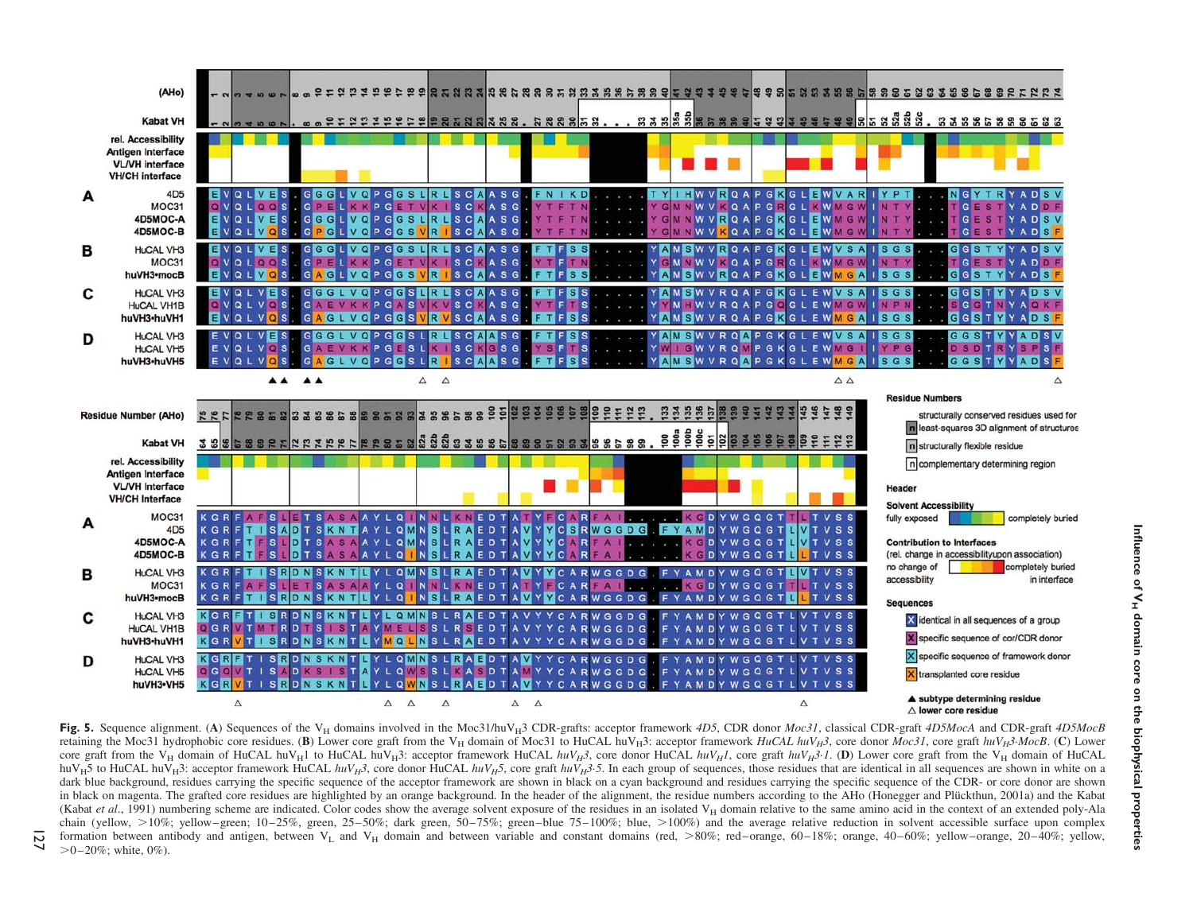**Fig. 5.** Sequence alignment. (**A**) Sequences of the $V_H$ domains involved in the Moc31/hu$V_H$3 CDR-grafts: acceptor framework *4D5*, CDR donor *Moc31*, classical CDR-graft *4D5MocA* and CDR-graft *4D5MocB* retaining the Moc31 hydrophobic core residues. (**B**) Lower core graft from the $V_H$ domain of Moc31 to HuCAL hu$V_H$3: acceptor framework *HuCAL huV$_H$3*, core donor *Moc31*, core graft *huV$_H$3·MocB*. (**C**) Lower core graft from the $V_H$ domain of HuCAL hu$V_H$1 to HuCAL hu$V_H$3: acceptor framework HuCAL *huV$_H$3*, core donor HuCAL *huV$_H$1*, core graft *huV$_H$3·1*. (**D**) Lower core graft from the $V_H$ domain of HuCAL hu$V_H$5 to HuCAL hu$V_H$3: acceptor framework HuCAL *huV$_H$3*, core donor HuCAL *huV$_H$5*, core graft *huV$_H$3·5*. In each group of sequences, those residues that are identical in all sequences are shown in white on a dark blue background, residues carrying the specific sequence of the acceptor framework are shown in black on a cyan background and residues carrying the specific sequence of the CDR- or core donor are shown in black on magenta. The grafted core residues are highlighted by an orange background. In the header of the alignment, the residue numbers according to the AHo (Honegger and Plückthun, 2001a) and the Kabat (Kabat *et al.*, 1991) numbering scheme are indicated. Color codes show the average solvent exposure of the residues in an isolated $V_H$ domain relative to the same amino acid in the context of an extended poly-Ala chain (yellow, >10%; yellow–green; 10–25%, green, 25–50%; dark green, 50–75%; green–blue 75–100%; blue, >100%) and the average relative reduction in solvent accessible surface upon complex formation between antibody and antigen, between $V_L$ and $V_H$ domain and between variable and constant domains (red, >80%; red–orange, 60–18%; orange, 40–60%; yellow–orange, 20–40%; yellow, >0–20%; white, 0%).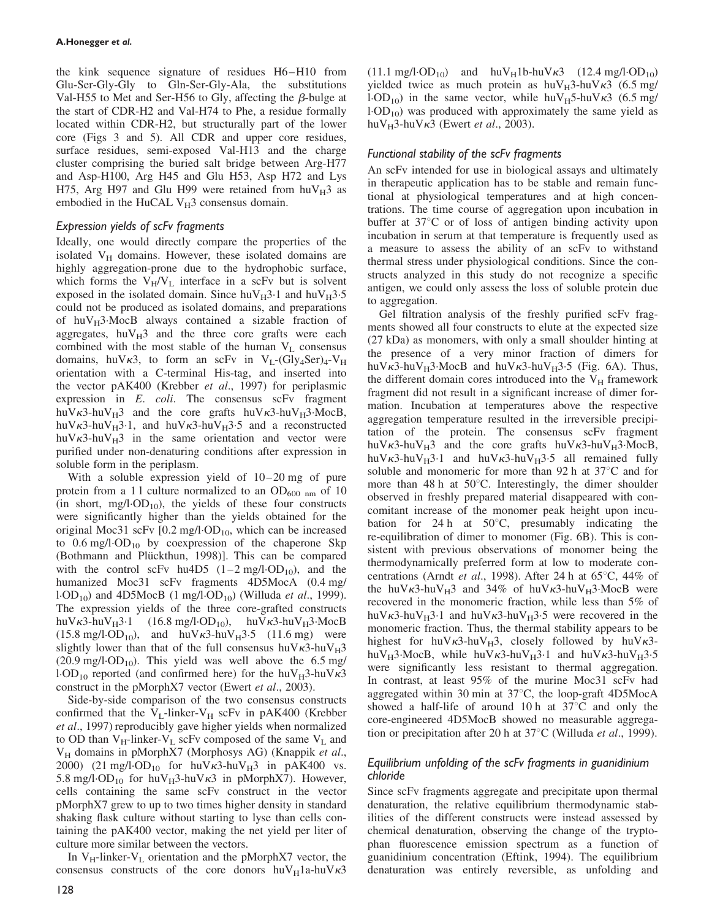the kink sequence signature of residues H6–H10 from Glu-Ser-Gly-Gly to Gln-Ser-Gly-Ala, the substitutions Val-H55 to Met and Ser-H56 to Gly, affecting the $\beta$-bulge at the start of CDR-H2 and Val-H74 to Phe, a residue formally located within CDR-H2, but structurally part of the lower core (Figs 3 and 5). All CDR and upper core residues, surface residues, semi-exposed Val-H13 and the charge cluster comprising the buried salt bridge between Arg-H77 and Asp-H100, Arg H45 and Glu H53, Asp H72 and Lys H75, Arg H97 and Glu H99 were retained from huV$_H$3 as embodied in the HuCAL V$_H$3 consensus domain.

### Expression yields of scFv fragments

Ideally, one would directly compare the properties of the isolated V$_H$ domains. However, these isolated domains are highly aggregation-prone due to the hydrophobic surface, which forms the V$_H$/V$_L$ interface in a scFv but is solvent exposed in the isolated domain. Since huV$_H$3·1 and huV$_H$3·5 could not be produced as isolated domains, and preparations of huV$_H$3·MocB always contained a sizable fraction of aggregates, huV$_H$3 and the three core grafts were each combined with the most stable of the human V$_L$ consensus domains, huV$\kappa$3, to form an scFv in V$_L$-(Gly$_4$Ser)$_4$-V$_H$ orientation with a C-terminal His-tag, and inserted into the vector pAK400 (Krebber *et al*., 1997) for periplasmic expression in *E. coli*. The consensus scFv fragment huV$\kappa$3-huV$_H$3 and the core grafts huV$\kappa$3-huV$_H$3·MocB, huV$\kappa$3-huV$_H$3·1, and huV$\kappa$3-huV$_H$3·5 and a reconstructed huV$\kappa$3-huV$_H$3 in the same orientation and vector were purified under non-denaturing conditions after expression in soluble form in the periplasm.

With a soluble expression yield of 10–20 mg of pure protein from a 1 l culture normalized to an OD$_{600\ nm}$ of 10 (in short, mg/l·OD$_{10}$), the yields of these four constructs were significantly higher than the yields obtained for the original Moc31 scFv [0.2 mg/l·OD$_{10}$, which can be increased to 0.6 mg/l·OD$_{10}$ by coexpression of the chaperone Skp (Bothmann and Plückthun, 1998)]. This can be compared with the control scFv hu4D5 (1–2 mg/l·OD$_{10}$), and the humanized Moc31 scFv fragments 4D5MocA (0.4 mg/l·OD$_{10}$) and 4D5MocB (1 mg/l·OD$_{10}$) (Willuda *et al*., 1999). The expression yields of the three core-grafted constructs huV$\kappa$3-huV$_H$3·1 (16.8 mg/l·OD$_{10}$), huV$\kappa$3-huV$_H$3·MocB (15.8 mg/l·OD$_{10}$), and huV$\kappa$3-huV$_H$3·5 (11.6 mg) were slightly lower than that of the full consensus huV$\kappa$3-huV$_H$3 (20.9 mg/l·OD$_{10}$). This yield was well above the 6.5 mg/l·OD$_{10}$ reported (and confirmed here) for the huV$_H$3-huV$\kappa$3 construct in the pMorphX7 vector (Ewert *et al*., 2003).

Side-by-side comparison of the two consensus constructs confirmed that the V$_L$-linker-V$_H$ scFv in pAK400 (Krebber *et al*., 1997) reproducibly gave higher yields when normalized to OD than V$_H$-linker-V$_L$ scFv composed of the same V$_L$ and V$_H$ domains in pMorphX7 (Morphosys AG) (Knappik *et al*., 2000) (21 mg/l·OD$_{10}$ for huV$\kappa$3-huV$_H$3 in pAK400 vs. 5.8 mg/l·OD$_{10}$ for huV$_H$3-huV$\kappa$3 in pMorphX7). However, cells containing the same scFv construct in the vector pMorphX7 grew to up to two times higher density in standard shaking flask culture without starting to lyse than cells containing the pAK400 vector, making the net yield per liter of culture more similar between the vectors.

In V$_H$-linker-V$_L$ orientation and the pMorphX7 vector, the consensus constructs of the core donors huV$_H$1a-huV$\kappa$3 (11.1 mg/l·OD$_{10}$) and huV$_H$1b-huV$\kappa$3 (12.4 mg/l·OD$_{10}$) yielded twice as much protein as huV$_H$3-huV$\kappa$3 (6.5 mg/l·OD$_{10}$) in the same vector, while huV$_H$5-huV$\kappa$3 (6.5 mg/l·OD$_{10}$) was produced with approximately the same yield as huV$_H$3-huV$\kappa$3 (Ewert *et al*., 2003).

### Functional stability of the scFv fragments

An scFv intended for use in biological assays and ultimately in therapeutic application has to be stable and remain functional at physiological temperatures and at high concentrations. The time course of aggregation upon incubation in buffer at 37°C or of loss of antigen binding activity upon incubation in serum at that temperature is frequently used as a measure to assess the ability of an scFv to withstand thermal stress under physiological conditions. Since the constructs analyzed in this study do not recognize a specific antigen, we could only assess the loss of soluble protein due to aggregation.

Gel filtration analysis of the freshly purified scFv fragments showed all four constructs to elute at the expected size (27 kDa) as monomers, with only a small shoulder hinting at the presence of a very minor fraction of dimers for huV$\kappa$3-huV$_H$3·MocB and huV$\kappa$3-huV$_H$3·5 (Fig. 6A). Thus, the different domain cores introduced into the V$_H$ framework fragment did not result in a significant increase of dimer formation. Incubation at temperatures above the respective aggregation temperature resulted in the irreversible precipitation of the protein. The consensus scFv fragment huV$\kappa$3-huV$_H$3 and the core grafts huV$\kappa$3-huV$_H$3·MocB, huV$\kappa$3-huV$_H$3·1 and huV$\kappa$3-huV$_H$3·5 all remained fully soluble and monomeric for more than 92 h at 37°C and for more than 48 h at 50°C. Interestingly, the dimer shoulder observed in freshly prepared material disappeared with concomitant increase of the monomer peak height upon incubation for 24 h at 50°C, presumably indicating the re-equilibration of dimer to monomer (Fig. 6B). This is consistent with previous observations of monomer being the thermodynamically preferred form at low to moderate concentrations (Arndt *et al*., 1998). After 24 h at 65°C, 44% of the huV$\kappa$3-huV$_H$3 and 34% of huV$\kappa$3-huV$_H$3·MocB were recovered in the monomeric fraction, while less than 5% of huV$\kappa$3-huV$_H$3·1 and huV$\kappa$3-huV$_H$3·5 were recovered in the monomeric fraction. Thus, the thermal stability appears to be highest for huV$\kappa$3-huV$_H$3, closely followed by huV$\kappa$3-huV$_H$3·MocB, while huV$\kappa$3-huV$_H$3·1 and huV$\kappa$3-huV$_H$3·5 were significantly less resistant to thermal aggregation. In contrast, at least 95% of the murine Moc31 scFv had aggregated within 30 min at 37°C, the loop-graft 4D5MocA showed a half-life of around 10 h at 37°C and only the core-engineered 4D5MocB showed no measurable aggregation or precipitation after 20 h at 37°C (Willuda *et al*., 1999).

### Equilibrium unfolding of the scFv fragments in guanidinium chloride

Since scFv fragments aggregate and precipitate upon thermal denaturation, the relative equilibrium thermodynamic stabilities of the different constructs were instead assessed by chemical denaturation, observing the change of the tryptophan fluorescence emission spectrum as a function of guanidinium concentration (Eftink, 1994). The equilibrium denaturation was entirely reversible, as unfolding and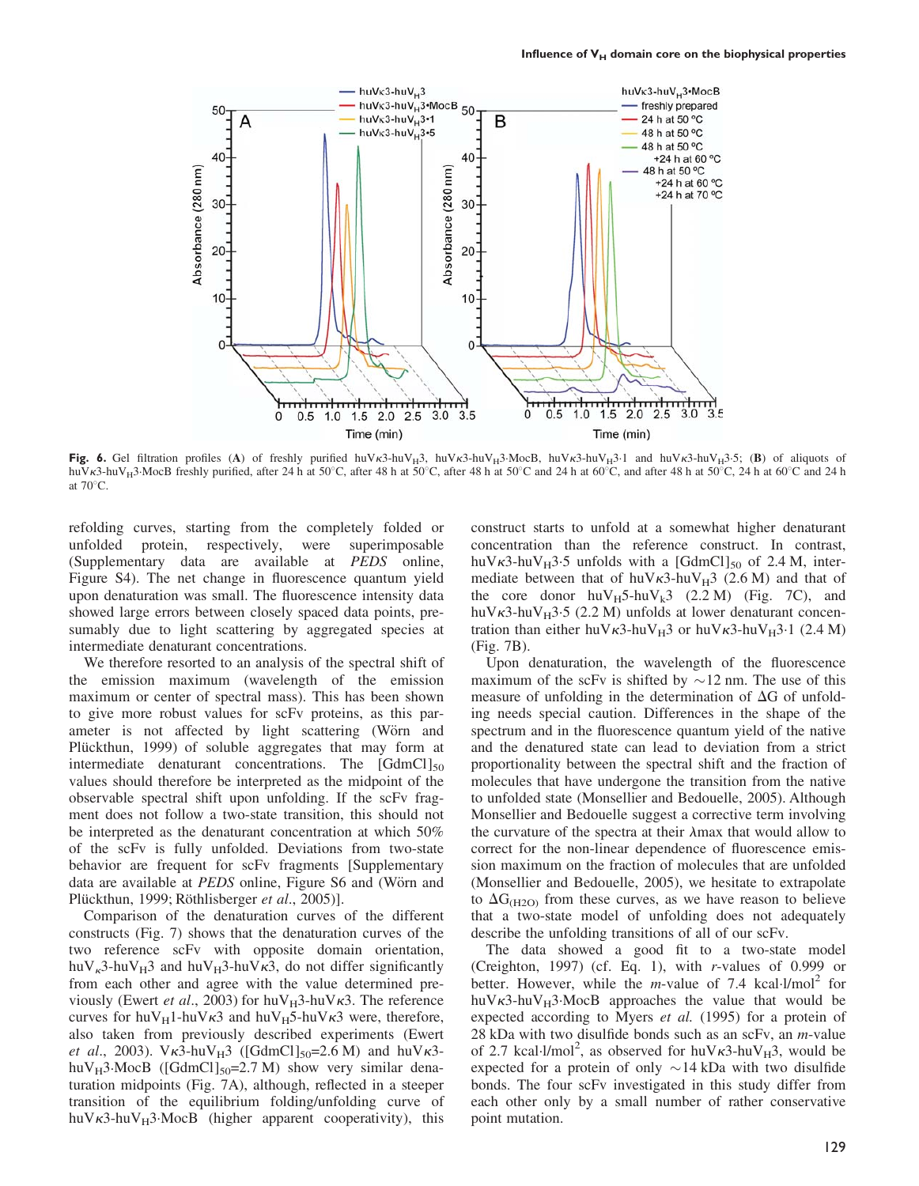Fig. 6. Gel filtration profiles (A) of freshly purified huVκ3-huV$_H$3, huVκ3-huV$_H$3·MocB, huVκ3-huV$_H$3·1 and huVκ3-huV$_H$3·5; (B) of aliquots of huVκ3-huV$_H$3·MocB freshly purified, after 24 h at 50°C, after 48 h at 50°C, after 48 h at 50°C and 24 h at 60°C, and after 48 h at 50°C, 24 h at 60°C and 24 h at 70°C.

refolding curves, starting from the completely folded or unfolded protein, respectively, were superimposable (Supplementary data are available at *PEDS* online, Figure S4). The net change in fluorescence quantum yield upon denaturation was small. The fluorescence intensity data showed large errors between closely spaced data points, presumably due to light scattering by aggregated species at intermediate denaturant concentrations.

We therefore resorted to an analysis of the spectral shift of the emission maximum (wavelength of the emission maximum or center of spectral mass). This has been shown to give more robust values for scFv proteins, as this parameter is not affected by light scattering (Wörn and Plückthun, 1999) of soluble aggregates that may form at intermediate denaturant concentrations. The [GdmCl]$_{50}$ values should therefore be interpreted as the midpoint of the observable spectral shift upon unfolding. If the scFv fragment does not follow a two-state transition, this should not be interpreted as the denaturant concentration at which 50% of the scFv is fully unfolded. Deviations from two-state behavior are frequent for scFv fragments [Supplementary data are available at *PEDS* online, Figure S6 and (Wörn and Plückthun, 1999; Röthlisberger *et al*., 2005)].

Comparison of the denaturation curves of the different constructs (Fig. 7) shows that the denaturation curves of the two reference scFv with opposite domain orientation, huV$_κ$3-huV$_H$3 and huV$_H$3-huVκ3, do not differ significantly from each other and agree with the value determined previously (Ewert *et al*., 2003) for huV$_H$3-huVκ3. The reference curves for huV$_H$1-huVκ3 and huV$_H$5-huVκ3 were, therefore, also taken from previously described experiments (Ewert *et al*., 2003). Vκ3-huV$_H$3 ([GdmCl]$_{50}$=2.6 M) and huVκ3-huV$_H$3·MocB ([GdmCl]$_{50}$=2.7 M) show very similar denaturation midpoints (Fig. 7A), although, reflected in a steeper transition of the equilibrium folding/unfolding curve of huVκ3-huV$_H$3·MocB (higher apparent cooperativity), this construct starts to unfold at a somewhat higher denaturant concentration than the reference construct. In contrast, huVκ3-huV$_H$3·5 unfolds with a [GdmCl]$_{50}$ of 2.4 M, intermediate between that of huVκ3-huV$_H$3 (2.6 M) and that of the core donor huV$_H$5-huV$_k$3 (2.2 M) (Fig. 7C), and huVκ3-huV$_H$3·5 (2.2 M) unfolds at lower denaturant concentration than either huVκ3-huV$_H$3 or huVκ3-huV$_H$3·1 (2.4 M) (Fig. 7B).

Upon denaturation, the wavelength of the fluorescence maximum of the scFv is shifted by ~12 nm. The use of this measure of unfolding in the determination of ΔG of unfolding needs special caution. Differences in the shape of the spectrum and in the fluorescence quantum yield of the native and the denatured state can lead to deviation from a strict proportionality between the spectral shift and the fraction of molecules that have undergone the transition from the native to unfolded state (Monsellier and Bedouelle, 2005). Although Monsellier and Bedouelle suggest a corrective term involving the curvature of the spectra at their λmax that would allow to correct for the non-linear dependence of fluorescence emission maximum on the fraction of molecules that are unfolded (Monsellier and Bedouelle, 2005), we hesitate to extrapolate to $\Delta G_{(H2O)}$ from these curves, as we have reason to believe that a two-state model of unfolding does not adequately describe the unfolding transitions of all of our scFv.

The data showed a good fit to a two-state model (Creighton, 1997) (cf. Eq. 1), with *r*-values of 0.999 or better. However, while the *m*-value of 7.4 kcal·l/mol$^2$ for huVκ3-huV$_H$3·MocB approaches the value that would be expected according to Myers *et al.* (1995) for a protein of 28 kDa with two disulfide bonds such as an scFv, an *m*-value of 2.7 kcal·l/mol$^2$, as observed for huVκ3-huV$_H$3, would be expected for a protein of only ~14 kDa with two disulfide bonds. The four scFv investigated in this study differ from each other only by a small number of rather conservative point mutation.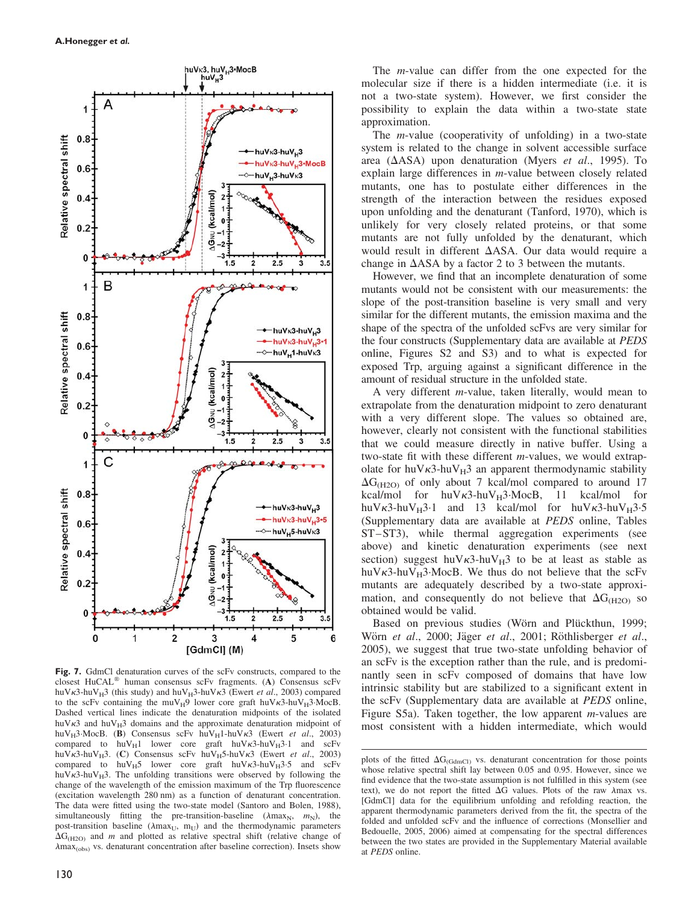Fig. 7. GdmCl denaturation curves of the scFv constructs, compared to the closest HuCAL® human consensus scFv fragments. (**A**) Consensus scFv huV$\kappa$3-huV$_H$3 (this study) and huV$_H$3-huV$\kappa$3 (Ewert *et al*., 2003) compared to the scFv containing the muV$_H$9 lower core graft huV$\kappa$3-huV$_H$3·MocB. Dashed vertical lines indicate the denaturation midpoints of the isolated huV$\kappa$3 and huV$_H$3 domains and the approximate denaturation midpoint of huV$_H$3·MocB. (**B**) Consensus scFv huV$_H$1-huV$\kappa$3 (Ewert *et al*., 2003) compared to huV$_H$1 lower core graft huV$\kappa$3-huV$_H$3·1 and scFv huV$\kappa$3-huV$_H$3. (**C**) Consensus scFv huV$_H$5-huV$\kappa$3 (Ewert *et al*., 2003) compared to huV$_H$5 lower core graft huV$\kappa$3-huV$_H$3·5 and scFv huV$\kappa$3-huV$_H$3. The unfolding transitions were observed by following the change of the wavelength of the emission maximum of the Trp fluorescence (excitation wavelength 280 nm) as a function of denaturant concentration. The data were fitted using the two-state model (Santoro and Bolen, 1988), simultaneously fitting the pre-transition-baseline ($\lambda max_N$, $m_N$), the post-transition baseline ($\lambda max_U$, $m_U$) and the thermodynamic parameters $\Delta G_{(H2O)}$ and $m$ and plotted as relative spectral shift (relative change of $\lambda max_{(obs)}$ vs. denaturant concentration after baseline correction). Insets show plots of the fitted $\Delta G_{(GdmCl)}$ vs. denaturant concentration for those points whose relative spectral shift lay between 0.05 and 0.95. However, since we find evidence that the two-state assumption is not fulfilled in this system (see text), we do not report the fitted $\Delta G$ values. Plots of the raw $\lambda$max vs. [GdmCl] data for the equilibrium unfolding and refolding reaction, the apparent thermodynamic parameters derived from the fit, the spectra of the folded and unfolded scFv and the influence of corrections (Monsellier and Bedouelle, 2005, 2006) aimed at compensating for the spectral differences between the two states are provided in the Supplementary Material available at *PEDS* online.

The *m*-value can differ from the one expected for the molecular size if there is a hidden intermediate (i.e. it is not a two-state system). However, we first consider the possibility to explain the data within a two-state state approximation.

The *m*-value (cooperativity of unfolding) in a two-state system is related to the change in solvent accessible surface area ($\Delta$ASA) upon denaturation (Myers *et al*., 1995). To explain large differences in *m*-value between closely related mutants, one has to postulate either differences in the strength of the interaction between the residues exposed upon unfolding and the denaturant (Tanford, 1970), which is unlikely for very closely related proteins, or that some mutants are not fully unfolded by the denaturant, which would result in different $\Delta$ASA. Our data would require a change in $\Delta$ASA by a factor 2 to 3 between the mutants.

However, we find that an incomplete denaturation of some mutants would not be consistent with our measurements: the slope of the post-transition baseline is very small and very similar for the different mutants, the emission maxima and the shape of the spectra of the unfolded scFvs are very similar for the four constructs (Supplementary data are available at *PEDS* online, Figures S2 and S3) and to what is expected for exposed Trp, arguing against a significant difference in the amount of residual structure in the unfolded state.

A very different *m*-value, taken literally, would mean to extrapolate from the denaturation midpoint to zero denaturant with a very different slope. The values so obtained are, however, clearly not consistent with the functional stabilities that we could measure directly in native buffer. Using a two-state fit with these different *m*-values, we would extrapolate for huV$\kappa$3-huV$_H$3 an apparent thermodynamic stability $\Delta G_{(H2O)}$ of only about 7 kcal/mol compared to around 17 kcal/mol for huV$\kappa$3-huV$_H$3·MocB, 11 kcal/mol for huV$\kappa$3-huV$_H$3·1 and 13 kcal/mol for huV$\kappa$3-huV$_H$3·5 (Supplementary data are available at *PEDS* online, Tables ST–ST3), while thermal aggregation experiments (see above) and kinetic denaturation experiments (see next section) suggest huV$\kappa$3-huV$_H$3 to be at least as stable as huV$\kappa$3-huV$_H$3·MocB. We thus do not believe that the scFv mutants are adequately described by a two-state approximation, and consequently do not believe that $\Delta G_{(H2O)}$ so obtained would be valid.

Based on previous studies (Wörn and Plückthun, 1999; Wörn *et al*., 2000; Jäger *et al*., 2001; Röthlisberger *et al*., 2005), we suggest that true two-state unfolding behavior of an scFv is the exception rather than the rule, and is predominantly seen in scFv composed of domains that have low intrinsic stability but are stabilized to a significant extent in the scFv (Supplementary data are available at *PEDS* online, Figure S5a). Taken together, the low apparent *m*-values are most consistent with a hidden intermediate, which would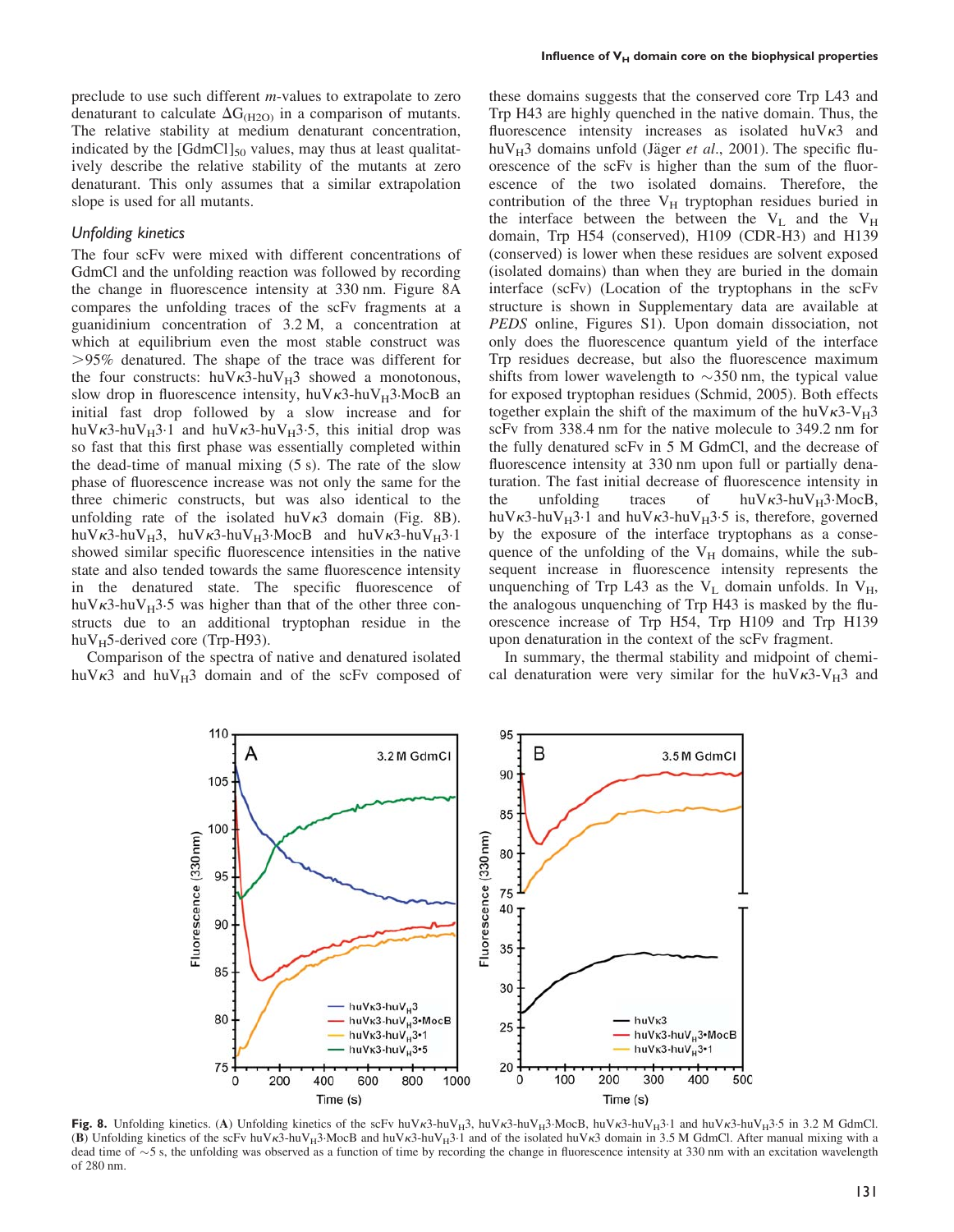preclude to use such different *m*-values to extrapolate to zero denaturant to calculate $\Delta G_{(H2O)}$ in a comparison of mutants. The relative stability at medium denaturant concentration, indicated by the $[GdmCl]_{50}$ values, may thus at least qualitatively describe the relative stability of the mutants at zero denaturant. This only assumes that a similar extrapolation slope is used for all mutants.

### Unfolding kinetics

The four scFv were mixed with different concentrations of GdmCl and the unfolding reaction was followed by recording the change in fluorescence intensity at 330 nm. Figure 8A compares the unfolding traces of the scFv fragments at a guanidinium concentration of 3.2 M, a concentration at which at equilibrium even the most stable construct was >95% denatured. The shape of the trace was different for the four constructs: huVκ3-huV$_H$3 showed a monotonous, slow drop in fluorescence intensity, huVκ3-huV$_H$3·MocB an initial fast drop followed by a slow increase and for huVκ3-huV$_H$3·1 and huVκ3-huV$_H$3·5, this initial drop was so fast that this first phase was essentially completed within the dead-time of manual mixing (5 s). The rate of the slow phase of fluorescence increase was not only the same for the three chimeric constructs, but was also identical to the unfolding rate of the isolated huVκ3 domain (Fig. 8B). huVκ3-huV$_H$3, huVκ3-huV$_H$3·MocB and huVκ3-huV$_H$3·1 showed similar specific fluorescence intensities in the native state and also tended towards the same fluorescence intensity in the denatured state. The specific fluorescence of huVκ3-huV$_H$3·5 was higher than that of the other three constructs due to an additional tryptophan residue in the huV$_H$5-derived core (Trp-H93).

Comparison of the spectra of native and denatured isolated huVκ3 and huV$_H$3 domain and of the scFv composed of these domains suggests that the conserved core Trp L43 and Trp H43 are highly quenched in the native domain. Thus, the fluorescence intensity increases as isolated huVκ3 and huV$_H$3 domains unfold (Jäger *et al.*, 2001). The specific fluorescence of the scFv is higher than the sum of the fluorescence of the two isolated domains. Therefore, the contribution of the three V$_H$ tryptophan residues buried in the interface between the between the V$_L$ and the V$_H$ domain, Trp H54 (conserved), H109 (CDR-H3) and H139 (conserved) is lower when these residues are solvent exposed (isolated domains) than when they are buried in the domain interface (scFv) (Location of the tryptophans in the scFv structure is shown in Supplementary data are available at *PEDS* online, Figures S1). Upon domain dissociation, not only does the fluorescence quantum yield of the interface Trp residues decrease, but also the fluorescence maximum shifts from lower wavelength to ~350 nm, the typical value for exposed tryptophan residues (Schmid, 2005). Both effects together explain the shift of the maximum of the huVκ3-V$_H$3 scFv from 338.4 nm for the native molecule to 349.2 nm for the fully denatured scFv in 5 M GdmCl, and the decrease of fluorescence intensity at 330 nm upon full or partially denaturation. The fast initial decrease of fluorescence intensity in the unfolding traces of huVκ3-huV$_H$3·MocB, huVκ3-huV$_H$3·1 and huVκ3-huV$_H$3·5 is, therefore, governed by the exposure of the interface tryptophans as a consequence of the unfolding of the V$_H$ domains, while the subsequent increase in fluorescence intensity represents the unquenching of Trp L43 as the V$_L$ domain unfolds. In V$_H$, the analogous unquenching of Trp H43 is masked by the fluorescence increase of Trp H54, Trp H109 and Trp H139 upon denaturation in the context of the scFv fragment.

In summary, the thermal stability and midpoint of chemical denaturation were very similar for the huVκ3-V$_H$3 and

**Fig. 8.** Unfolding kinetics. (**A**) Unfolding kinetics of the scFv huVκ3-huV$_H$3, huVκ3-huV$_H$3·MocB, huVκ3-huV$_H$3·1 and huVκ3-huV$_H$3·5 in 3.2 M GdmCl. (**B**) Unfolding kinetics of the scFv huVκ3-huV$_H$3·MocB and huVκ3-huV$_H$3·1 and of the isolated huVκ3 domain in 3.5 M GdmCl. After manual mixing with a dead time of ~5 s, the unfolding was observed as a function of time by recording the change in fluorescence intensity at 330 nm with an excitation wavelength of 280 nm.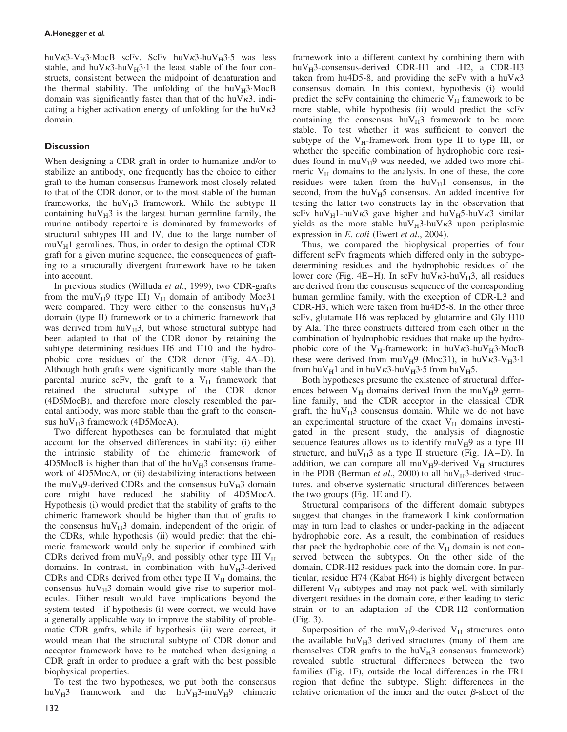huV$\kappa$3-V$_H$3·MocB scFv. ScFv huV$\kappa$3-huV$_H$3·5 was less stable, and huV$\kappa$3-huV$_H$3·1 the least stable of the four constructs, consistent between the midpoint of denaturation and the thermal stability. The unfolding of the huV$_H$3·MocB domain was significantly faster than that of the huV$\kappa$3, indicating a higher activation energy of unfolding for the huV$\kappa$3 domain.

## Discussion

When designing a CDR graft in order to humanize and/or to stabilize an antibody, one frequently has the choice to either graft to the human consensus framework most closely related to that of the CDR donor, or to the most stable of the human frameworks, the huV$_H$3 framework. While the subtype II containing huV$_H$3 is the largest human germline family, the murine antibody repertoire is dominated by frameworks of structural subtypes III and IV, due to the large number of muV$_H$1 germlines. Thus, in order to design the optimal CDR graft for a given murine sequence, the consequences of grafting to a structurally divergent framework have to be taken into account.

In previous studies (Willuda *et al*., 1999), two CDR-grafts from the muV$_H$9 (type III) V$_H$ domain of antibody Moc31 were compared. They were either to the consensus huV$_H$3 domain (type II) framework or to a chimeric framework that was derived from huV$_H$3, but whose structural subtype had been adapted to that of the CDR donor by retaining the subtype determining residues H6 and H10 and the hydrophobic core residues of the CDR donor (Fig. 4A–D). Although both grafts were significantly more stable than the parental murine scFv, the graft to a V$_H$ framework that retained the structural subtype of the CDR donor (4D5MocB), and therefore more closely resembled the parental antibody, was more stable than the graft to the consensus huV$_H$3 framework (4D5MocA).

Two different hypotheses can be formulated that might account for the observed differences in stability: (i) either the intrinsic stability of the chimeric framework of 4D5MocB is higher than that of the huV$_H$3 consensus framework of 4D5MocA, or (ii) destabilizing interactions between the muV$_H$9-derived CDRs and the consensus huV$_H$3 domain core might have reduced the stability of 4D5MocA. Hypothesis (i) would predict that the stability of grafts to the chimeric framework should be higher than that of grafts to the consensus huV$_H$3 domain, independent of the origin of the CDRs, while hypothesis (ii) would predict that the chimeric framework would only be superior if combined with CDRs derived from muV$_H$9, and possibly other type III V$_H$ domains. In contrast, in combination with huV$_H$3-derived CDRs and CDRs derived from other type II V$_H$ domains, the consensus huV$_H$3 domain would give rise to superior molecules. Either result would have implications beyond the system tested—if hypothesis (i) were correct, we would have a generally applicable way to improve the stability of problematic CDR grafts, while if hypothesis (ii) were correct, it would mean that the structural subtype of CDR donor and acceptor framework have to be matched when designing a CDR graft in order to produce a graft with the best possible biophysical properties.

To test the two hypotheses, we put both the consensus huV$_H$3 framework and the huV$_H$3-muV$_H$9 chimeric framework into a different context by combining them with huV$_H$3-consensus-derived CDR-H1 and -H2, a CDR-H3 taken from hu4D5-8, and providing the scFv with a huV$\kappa$3 consensus domain. In this context, hypothesis (i) would predict the scFv containing the chimeric V$_H$ framework to be more stable, while hypothesis (ii) would predict the scFv containing the consensus huV$_H$3 framework to be more stable. To test whether it was sufficient to convert the subtype of the V$_H$-framework from type II to type III, or whether the specific combination of hydrophobic core residues found in muV$_H$9 was needed, we added two more chimeric V$_H$ domains to the analysis. In one of these, the core residues were taken from the huV$_H$1 consensus, in the second, from the huV$_H$5 consensus. An added incentive for testing the latter two constructs lay in the observation that scFv huV$_H$1-huV$\kappa$3 gave higher and huV$_H$5-huV$\kappa$3 similar yields as the more stable huV$_H$3-huV$\kappa$3 upon periplasmic expression in *E. coli* (Ewert *et al*., 2004).

Thus, we compared the biophysical properties of four different scFv fragments which differed only in the subtype-determining residues and the hydrophobic residues of the lower core (Fig. 4E–H). In scFv huV$\kappa$3-huV$_H$3, all residues are derived from the consensus sequence of the corresponding human germline family, with the exception of CDR-L3 and CDR-H3, which were taken from hu4D5-8. In the other three scFv, glutamate H6 was replaced by glutamine and Gly H10 by Ala. The three constructs differed from each other in the combination of hydrophobic residues that make up the hydrophobic core of the V$_H$-framework: in huV$\kappa$3-huV$_H$3·MocB these were derived from muV$_H$9 (Moc31), in huV$\kappa$3-V$_H$3·1 from huV$_H$1 and in huV$\kappa$3-huV$_H$3·5 from huV$_H$5.

Both hypotheses presume the existence of structural differences between V$_H$ domains derived from the muV$_H$9 germline family, and the CDR acceptor in the classical CDR graft, the huV$_H$3 consensus domain. While we do not have an experimental structure of the exact V$_H$ domains investigated in the present study, the analysis of diagnostic sequence features allows us to identify muV$_H$9 as a type III structure, and huV$_H$3 as a type II structure (Fig. 1A–D). In addition, we can compare all muV$_H$9-derived V$_H$ structures in the PDB (Berman *et al*., 2000) to all huV$_H$3-derived structures, and observe systematic structural differences between the two groups (Fig. 1E and F).

Structural comparisons of the different domain subtypes suggest that changes in the framework I kink conformation may in turn lead to clashes or under-packing in the adjacent hydrophobic core. As a result, the combination of residues that pack the hydrophobic core of the V$_H$ domain is not conserved between the subtypes. On the other side of the domain, CDR-H2 residues pack into the domain core. In particular, residue H74 (Kabat H64) is highly divergent between different V$_H$ subtypes and may not pack well with similarly divergent residues in the domain core, either leading to steric strain or to an adaptation of the CDR-H2 conformation (Fig. 3).

Superposition of the muV$_H$9-derived V$_H$ structures onto the available huV$_H$3 derived structures (many of them are themselves CDR grafts to the huV$_H$3 consensus framework) revealed subtle structural differences between the two families (Fig. 1F), outside the local differences in the FR1 region that define the subtype. Slight differences in the relative orientation of the inner and the outer $\beta$-sheet of the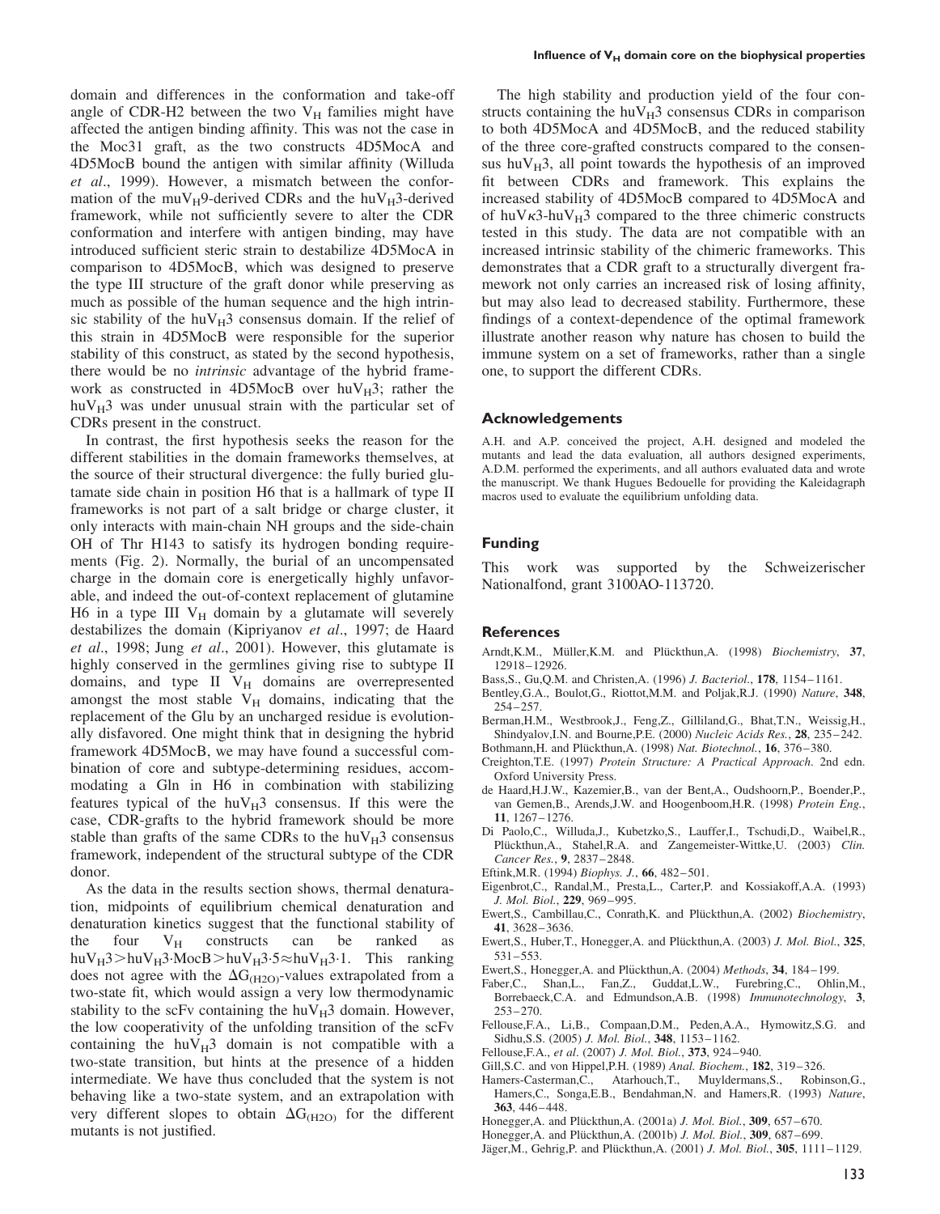domain and differences in the conformation and take-off angle of CDR-H2 between the two $V_H$ families might have affected the antigen binding affinity. This was not the case in the Moc31 graft, as the two constructs 4D5MocA and 4D5MocB bound the antigen with similar affinity (Willuda *et al*., 1999). However, a mismatch between the conformation of the mu$V_H$9-derived CDRs and the hu$V_H$3-derived framework, while not sufficiently severe to alter the CDR conformation and interfere with antigen binding, may have introduced sufficient steric strain to destabilize 4D5MocA in comparison to 4D5MocB, which was designed to preserve the type III structure of the graft donor while preserving as much as possible of the human sequence and the high intrinsic stability of the hu$V_H$3 consensus domain. If the relief of this strain in 4D5MocB were responsible for the superior stability of this construct, as stated by the second hypothesis, there would be no *intrinsic* advantage of the hybrid framework as constructed in 4D5MocB over hu$V_H$3; rather the hu$V_H$3 was under unusual strain with the particular set of CDRs present in the construct.

In contrast, the first hypothesis seeks the reason for the different stabilities in the domain frameworks themselves, at the source of their structural divergence: the fully buried glutamate side chain in position H6 that is a hallmark of type II frameworks is not part of a salt bridge or charge cluster, it only interacts with main-chain NH groups and the side-chain OH of Thr H143 to satisfy its hydrogen bonding requirements (Fig. 2). Normally, the burial of an uncompensated charge in the domain core is energetically highly unfavorable, and indeed the out-of-context replacement of glutamine H6 in a type III $V_H$ domain by a glutamate will severely destabilizes the domain (Kipriyanov *et al*., 1997; de Haard *et al*., 1998; Jung *et al*., 2001). However, this glutamate is highly conserved in the germlines giving rise to subtype II domains, and type II $V_H$ domains are overrepresented amongst the most stable $V_H$ domains, indicating that the replacement of the Glu by an uncharged residue is evolutionally disfavored. One might think that in designing the hybrid framework 4D5MocB, we may have found a successful combination of core and subtype-determining residues, accommodating a Gln in H6 in combination with stabilizing features typical of the hu$V_H$3 consensus. If this were the case, CDR-grafts to the hybrid framework should be more stable than grafts of the same CDRs to the hu$V_H$3 consensus framework, independent of the structural subtype of the CDR donor.

As the data in the results section shows, thermal denaturation, midpoints of equilibrium chemical denaturation and denaturation kinetics suggest that the functional stability of the four $V_H$ constructs can be ranked as hu$V_H$3 > hu$V_H$3·MocB > hu$V_H$3·5 ≈ hu$V_H$3·1. This ranking does not agree with the $\Delta G_{(H2O)}$-values extrapolated from a two-state fit, which would assign a very low thermodynamic stability to the scFv containing the hu$V_H$3 domain. However, the low cooperativity of the unfolding transition of the scFv containing the hu$V_H$3 domain is not compatible with a two-state transition, but hints at the presence of a hidden intermediate. We have thus concluded that the system is not behaving like a two-state system, and an extrapolation with very different slopes to obtain $\Delta G_{(H2O)}$ for the different mutants is not justified.

The high stability and production yield of the four constructs containing the hu$V_H$3 consensus CDRs in comparison to both 4D5MocA and 4D5MocB, and the reduced stability of the three core-grafted constructs compared to the consensus hu$V_H$3, all point towards the hypothesis of an improved fit between CDRs and framework. This explains the increased stability of 4D5MocB compared to 4D5MocA and of hu$V\kappa$3-hu$V_H$3 compared to the three chimeric constructs tested in this study. The data are not compatible with an increased intrinsic stability of the chimeric frameworks. This demonstrates that a CDR graft to a structurally divergent framework not only carries an increased risk of losing affinity, but may also lead to decreased stability. Furthermore, these findings of a context-dependence of the optimal framework illustrate another reason why nature has chosen to build the immune system on a set of frameworks, rather than a single one, to support the different CDRs.

## Acknowledgements

A.H. and A.P. conceived the project, A.H. designed and modeled the mutants and lead the data evaluation, all authors designed experiments, A.D.M. performed the experiments, and all authors evaluated data and wrote the manuscript. We thank Hugues Bedouelle for providing the Kaleidagraph macros used to evaluate the equilibrium unfolding data.

## Funding

This work was supported by the Schweizerischer Nationalfond, grant 3100AO-113720.

## References

Arndt,K.M., Müller,K.M. and Plückthun,A. (1998) *Biochemistry*, **37**, 12918–12926.

Bass,S., Gu,Q.M. and Christen,A. (1996) *J. Bacteriol.*, **178**, 1154–1161.

Bentley,G.A., Boulot,G., Riottot,M.M. and Poljak,R.J. (1990) *Nature*, **348**, 254–257.

Berman,H.M., Westbrook,J., Feng,Z., Gilliland,G., Bhat,T.N., Weissig,H., Shindyalov,I.N. and Bourne,P.E. (2000) *Nucleic Acids Res.*, **28**, 235–242.

Bothmann,H. and Plückthun,A. (1998) *Nat. Biotechnol.*, **16**, 376–380.

Creighton,T.E. (1997) *Protein Structure: A Practical Approach*. 2nd edn. Oxford University Press.

de Haard,H.J.W., Kazemier,B., van der Bent,A., Oudshoorn,P., Boender,P., van Gemen,B., Arends,J.W. and Hoogenboom,H.R. (1998) *Protein Eng.*, **11**, 1267–1276.

Di Paolo,C., Willuda,J., Kubetzko,S., Lauffer,I., Tschudi,D., Waibel,R., Plückthun,A., Stahel,R.A. and Zangemeister-Wittke,U. (2003) *Clin. Cancer Res.*, **9**, 2837–2848.

Eftink,M.R. (1994) *Biophys. J.*, **66**, 482–501.

Eigenbrot,C., Randal,M., Presta,L., Carter,P. and Kossiakoff,A.A. (1993) *J. Mol. Biol.*, **229**, 969–995.

Ewert,S., Cambillau,C., Conrath,K. and Plückthun,A. (2002) *Biochemistry*, **41**, 3628–3636.

Ewert,S., Huber,T., Honegger,A. and Plückthun,A. (2003) *J. Mol. Biol.*, **325**, 531–553.

Ewert,S., Honegger,A. and Plückthun,A. (2004) *Methods*, **34**, 184–199.

Faber,C., Shan,L., Fan,Z., Guddat,L.W., Furebring,C., Ohlin,M., Borrebaeck,C.A. and Edmundson,A.B. (1998) *Immunotechnology*, **3**, 253–270.

Fellouse,F.A., Li,B., Compaan,D.M., Peden,A.A., Hymowitz,S.G. and Sidhu,S.S. (2005) *J. Mol. Biol.*, **348**, 1153–1162.

Fellouse,F.A., *et al*. (2007) *J. Mol. Biol.*, **373**, 924–940.

Gill,S.C. and von Hippel,P.H. (1989) *Anal. Biochem.*, **182**, 319–326.

Hamers-Casterman,C., Atarhouch,T., Muyldermans,S., Robinson,G., Hamers,C., Songa,E.B., Bendahman,N. and Hamers,R. (1993) *Nature*, **363**, 446–448.

Honegger,A. and Plückthun,A. (2001a) *J. Mol. Biol.*, **309**, 657–670.

Honegger,A. and Plückthun,A. (2001b) *J. Mol. Biol.*, **309**, 687–699.

Jäger,M., Gehrig,P. and Plückthun,A. (2001) *J. Mol. Biol.*, **305**, 1111–1129.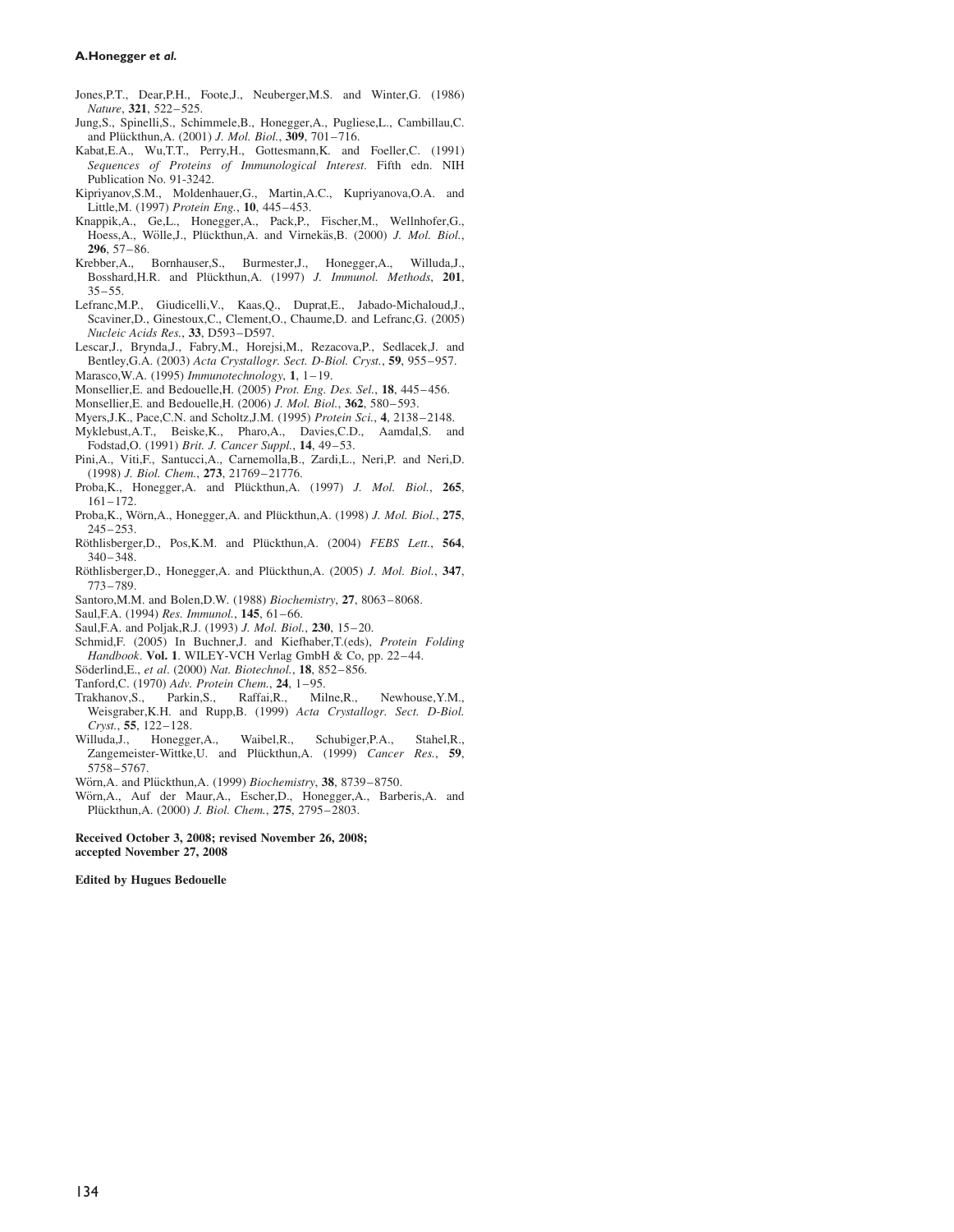Jones,P.T., Dear,P.H., Foote,J., Neuberger,M.S. and Winter,G. (1986) *Nature*, **321**, 522–525.

Jung,S., Spinelli,S., Schimmele,B., Honegger,A., Pugliese,L., Cambillau,C. and Plückthun,A. (2001) *J. Mol. Biol.*, **309**, 701–716.

Kabat,E.A., Wu,T.T., Perry,H., Gottesmann,K. and Foeller,C. (1991) *Sequences of Proteins of Immunological Interest*. Fifth edn. NIH Publication No. 91-3242.

Kipriyanov,S.M., Moldenhauer,G., Martin,A.C., Kupriyanova,O.A. and Little,M. (1997) *Protein Eng.*, **10**, 445–453.

Knappik,A., Ge,L., Honegger,A., Pack,P., Fischer,M., Wellnhofer,G., Hoess,A., Wölle,J., Plückthun,A. and Virnekäs,B. (2000) *J. Mol. Biol.*, **296**, 57–86.

Krebber,A., Bornhauser,S., Burmester,J., Honegger,A., Willuda,J., Bosshard,H.R. and Plückthun,A. (1997) *J. Immunol. Methods*, **201**, 35–55.

Lefranc,M.P., Giudicelli,V., Kaas,Q., Duprat,E., Jabado-Michaloud,J., Scaviner,D., Ginestoux,C., Clement,O., Chaume,D. and Lefranc,G. (2005) *Nucleic Acids Res.*, **33**, D593–D597.

Lescar,J., Brynda,J., Fabry,M., Horejsi,M., Rezacova,P., Sedlacek,J. and Bentley,G.A. (2003) *Acta Crystallogr. Sect. D-Biol. Cryst.*, **59**, 955–957.

Marasco,W.A. (1995) *Immunotechnology*, **1**, 1–19.

Monsellier,E. and Bedouelle,H. (2005) *Prot. Eng. Des. Sel.*, **18**, 445–456.

Monsellier,E. and Bedouelle,H. (2006) *J. Mol. Biol.*, **362**, 580–593.

Myers,J.K., Pace,C.N. and Scholtz,J.M. (1995) *Protein Sci.*, **4**, 2138–2148.

Myklebust,A.T., Beiske,K., Pharo,A., Davies,C.D., Aamdal,S. and Fodstad,O. (1991) *Brit. J. Cancer Suppl.*, **14**, 49–53.

Pini,A., Viti,F., Santucci,A., Carnemolla,B., Zardi,L., Neri,P. and Neri,D. (1998) *J. Biol. Chem.*, **273**, 21769–21776.

Proba,K., Honegger,A. and Plückthun,A. (1997) *J. Mol. Biol.*, **265**, 161–172.

Proba,K., Wörn,A., Honegger,A. and Plückthun,A. (1998) *J. Mol. Biol.*, **275**, 245–253.

Röthlisberger,D., Pos,K.M. and Plückthun,A. (2004) *FEBS Lett.*, **564**, 340–348.

Röthlisberger,D., Honegger,A. and Plückthun,A. (2005) *J. Mol. Biol.*, **347**, 773–789.

Santoro,M.M. and Bolen,D.W. (1988) *Biochemistry*, **27**, 8063–8068.

Saul,F.A. (1994) *Res. Immunol.*, **145**, 61–66.

Saul,F.A. and Poljak,R.J. (1993) *J. Mol. Biol.*, **230**, 15–20.

Schmid,F. (2005) In Buchner,J. and Kiefhaber,T.(eds), *Protein Folding Handbook*. **Vol. 1**. WILEY-VCH Verlag GmbH & Co, pp. 22–44.

Söderlind,E., *et al*. (2000) *Nat. Biotechnol.*, **18**, 852–856.

Tanford,C. (1970) *Adv. Protein Chem.*, **24**, 1–95.

Trakhanov,S., Parkin,S., Raffai,R., Milne,R., Newhouse,Y.M., Weisgraber,K.H. and Rupp,B. (1999) *Acta Crystallogr. Sect. D-Biol. Cryst.*, **55**, 122–128.

Willuda,J., Honegger,A., Waibel,R., Schubiger,P.A., Stahel,R., Zangemeister-Wittke,U. and Plückthun,A. (1999) *Cancer Res.*, **59**, 5758–5767.

Wörn,A. and Plückthun,A. (1999) *Biochemistry*, **38**, 8739–8750.

Wörn,A., Auf der Maur,A., Escher,D., Honegger,A., Barberis,A. and Plückthun,A. (2000) *J. Biol. Chem.*, **275**, 2795–2803.

**Received October 3, 2008; revised November 26, 2008; accepted November 27, 2008**

**Edited by Hugues Bedouelle**